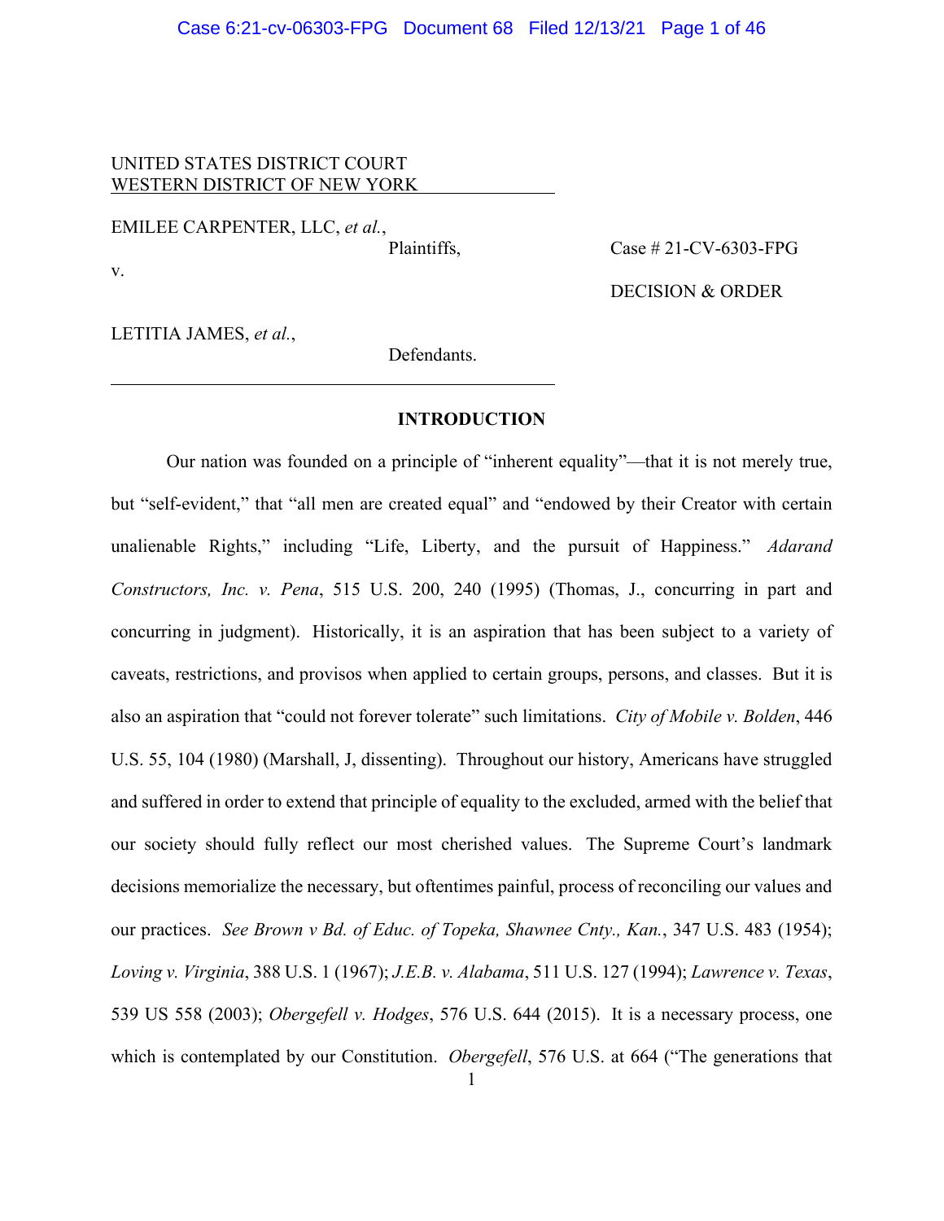UNITED STATES DISTRICT COURT
WESTERN DISTRICT OF NEW YORK

EMILEE CARPENTER, LLC, *et al.*,

Plaintiffs,

v.

LETITIA JAMES, *et al.*,

Defendants.

Case # 21-CV-6303-FPG

DECISION & ORDER

## INTRODUCTION

Our nation was founded on a principle of "inherent equality"—that it is not merely true, but "self-evident," that "all men are created equal" and "endowed by their Creator with certain unalienable Rights," including "Life, Liberty, and the pursuit of Happiness." *Adarand Constructors, Inc. v. Pena*, 515 U.S. 200, 240 (1995) (Thomas, J., concurring in part and concurring in judgment). Historically, it is an aspiration that has been subject to a variety of caveats, restrictions, and provisos when applied to certain groups, persons, and classes. But it is also an aspiration that "could not forever tolerate" such limitations. *City of Mobile v. Bolden*, 446 U.S. 55, 104 (1980) (Marshall, J, dissenting). Throughout our history, Americans have struggled and suffered in order to extend that principle of equality to the excluded, armed with the belief that our society should fully reflect our most cherished values. The Supreme Court's landmark decisions memorialize the necessary, but oftentimes painful, process of reconciling our values and our practices. *See Brown v Bd. of Educ. of Topeka, Shawnee Cnty., Kan.*, 347 U.S. 483 (1954); *Loving v. Virginia*, 388 U.S. 1 (1967); *J.E.B. v. Alabama*, 511 U.S. 127 (1994); *Lawrence v. Texas*, 539 US 558 (2003); *Obergefell v. Hodges*, 576 U.S. 644 (2015). It is a necessary process, one which is contemplated by our Constitution. *Obergefell*, 576 U.S. at 664 ("The generations that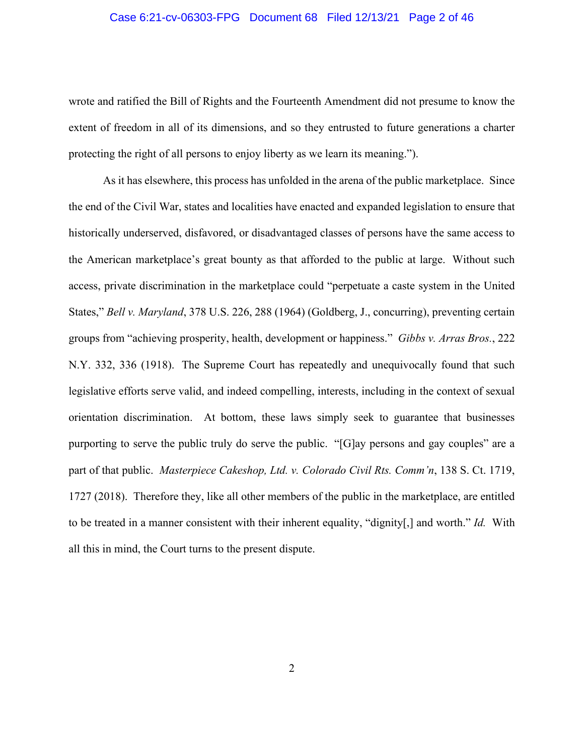wrote and ratified the Bill of Rights and the Fourteenth Amendment did not presume to know the extent of freedom in all of its dimensions, and so they entrusted to future generations a charter protecting the right of all persons to enjoy liberty as we learn its meaning.").

As it has elsewhere, this process has unfolded in the arena of the public marketplace. Since the end of the Civil War, states and localities have enacted and expanded legislation to ensure that historically underserved, disfavored, or disadvantaged classes of persons have the same access to the American marketplace's great bounty as that afforded to the public at large. Without such access, private discrimination in the marketplace could "perpetuate a caste system in the United States," *Bell v. Maryland*, 378 U.S. 226, 288 (1964) (Goldberg, J., concurring), preventing certain groups from "achieving prosperity, health, development or happiness." *Gibbs v. Arras Bros.*, 222 N.Y. 332, 336 (1918). The Supreme Court has repeatedly and unequivocally found that such legislative efforts serve valid, and indeed compelling, interests, including in the context of sexual orientation discrimination. At bottom, these laws simply seek to guarantee that businesses purporting to serve the public truly do serve the public. "[G]ay persons and gay couples" are a part of that public. *Masterpiece Cakeshop, Ltd. v. Colorado Civil Rts. Comm'n*, 138 S. Ct. 1719, 1727 (2018). Therefore they, like all other members of the public in the marketplace, are entitled to be treated in a manner consistent with their inherent equality, "dignity[,] and worth." *Id.* With all this in mind, the Court turns to the present dispute.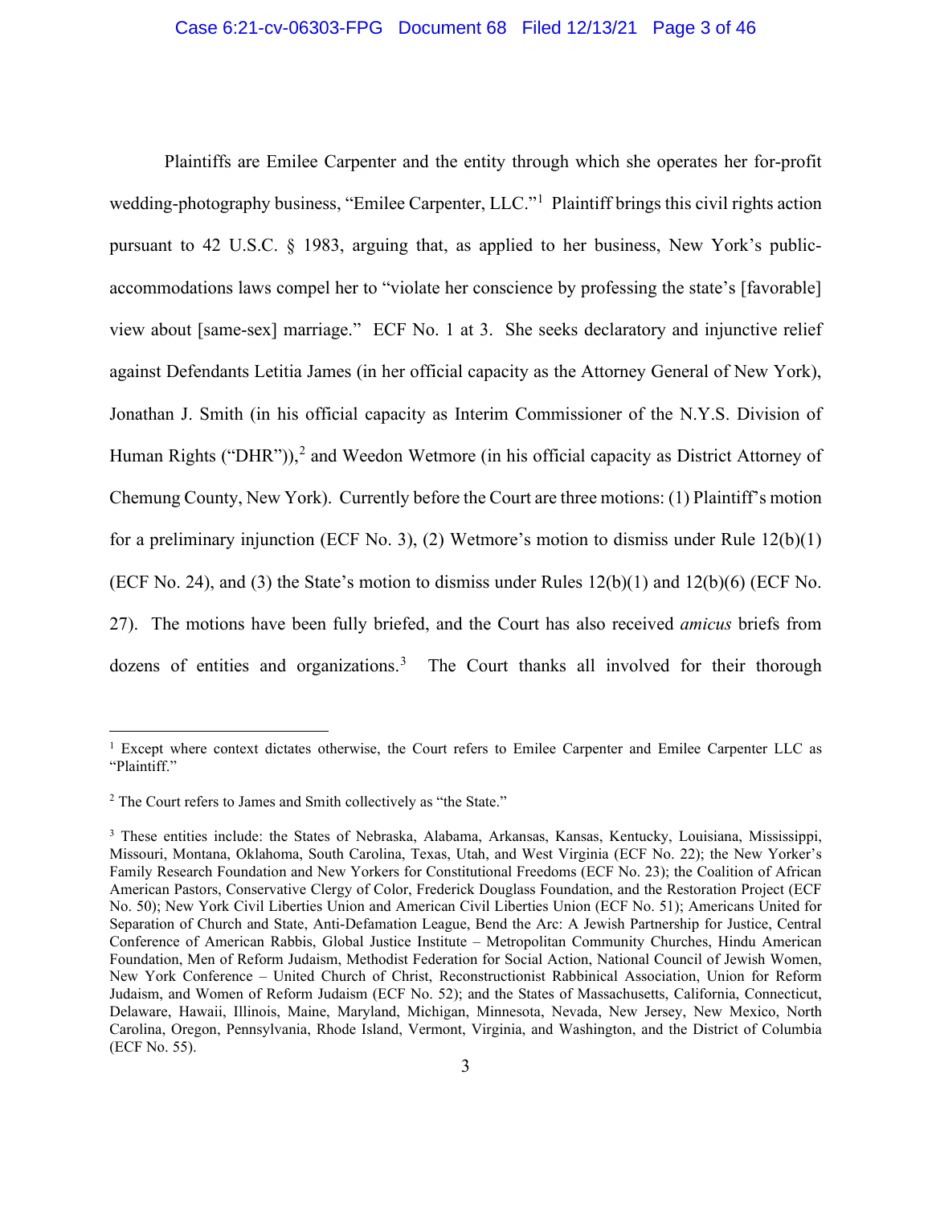Plaintiffs are Emilee Carpenter and the entity through which she operates her for-profit wedding-photography business, "Emilee Carpenter, LLC."[1] Plaintiff brings this civil rights action pursuant to 42 U.S.C. § 1983, arguing that, as applied to her business, New York's public-accommodations laws compel her to "violate her conscience by professing the state's [favorable] view about [same-sex] marriage." ECF No. 1 at 3. She seeks declaratory and injunctive relief against Defendants Letitia James (in her official capacity as the Attorney General of New York), Jonathan J. Smith (in his official capacity as Interim Commissioner of the N.Y.S. Division of Human Rights ("DHR")),[2] and Weedon Wetmore (in his official capacity as District Attorney of Chemung County, New York). Currently before the Court are three motions: (1) Plaintiff's motion for a preliminary injunction (ECF No. 3), (2) Wetmore's motion to dismiss under Rule 12(b)(1) (ECF No. 24), and (3) the State's motion to dismiss under Rules 12(b)(1) and 12(b)(6) (ECF No. 27). The motions have been fully briefed, and the Court has also received *amicus* briefs from dozens of entities and organizations.[3] The Court thanks all involved for their thorough

---

[1] Except where context dictates otherwise, the Court refers to Emilee Carpenter and Emilee Carpenter LLC as "Plaintiff."

[2] The Court refers to James and Smith collectively as "the State."

[3] These entities include: the States of Nebraska, Alabama, Arkansas, Kansas, Kentucky, Louisiana, Mississippi, Missouri, Montana, Oklahoma, South Carolina, Texas, Utah, and West Virginia (ECF No. 22); the New Yorker's Family Research Foundation and New Yorkers for Constitutional Freedoms (ECF No. 23); the Coalition of African American Pastors, Conservative Clergy of Color, Frederick Douglass Foundation, and the Restoration Project (ECF No. 50); New York Civil Liberties Union and American Civil Liberties Union (ECF No. 51); Americans United for Separation of Church and State, Anti-Defamation League, Bend the Arc: A Jewish Partnership for Justice, Central Conference of American Rabbis, Global Justice Institute – Metropolitan Community Churches, Hindu American Foundation, Men of Reform Judaism, Methodist Federation for Social Action, National Council of Jewish Women, New York Conference – United Church of Christ, Reconstructionist Rabbinical Association, Union for Reform Judaism, and Women of Reform Judaism (ECF No. 52); and the States of Massachusetts, California, Connecticut, Delaware, Hawaii, Illinois, Maine, Maryland, Michigan, Minnesota, Nevada, New Jersey, New Mexico, North Carolina, Oregon, Pennsylvania, Rhode Island, Vermont, Virginia, and Washington, and the District of Columbia (ECF No. 55).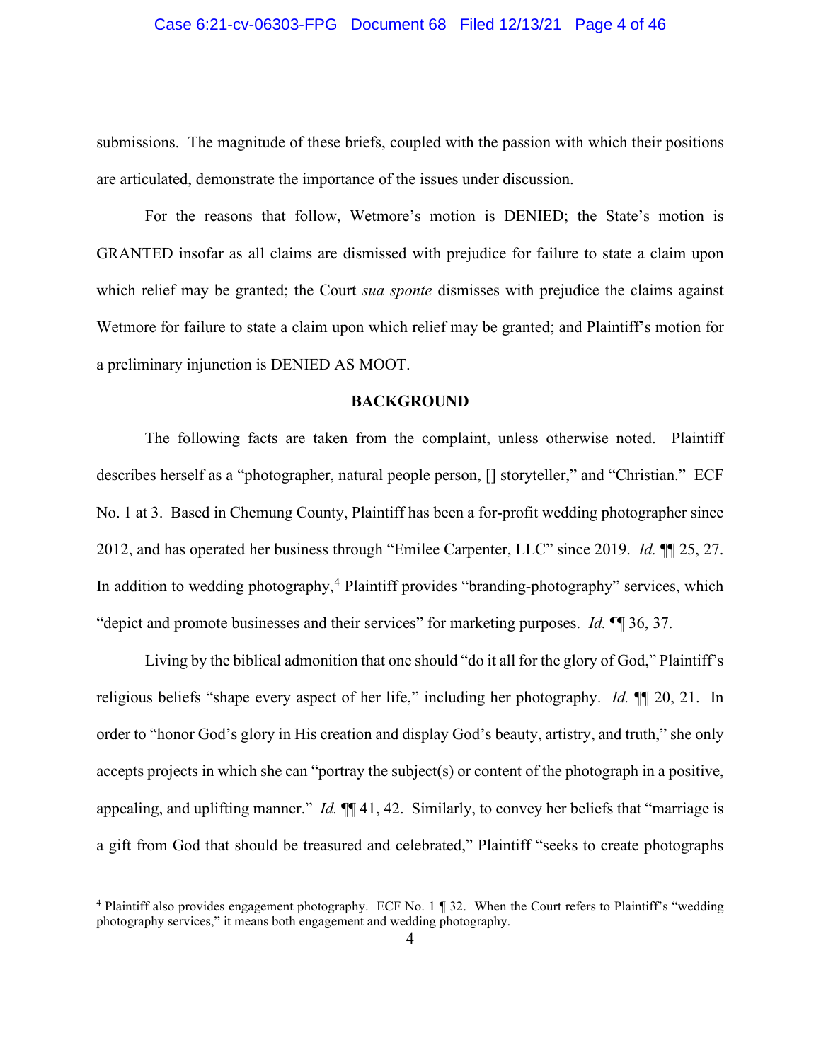submissions. The magnitude of these briefs, coupled with the passion with which their positions are articulated, demonstrate the importance of the issues under discussion.

For the reasons that follow, Wetmore's motion is DENIED; the State's motion is GRANTED insofar as all claims are dismissed with prejudice for failure to state a claim upon which relief may be granted; the Court *sua sponte* dismisses with prejudice the claims against Wetmore for failure to state a claim upon which relief may be granted; and Plaintiff's motion for a preliminary injunction is DENIED AS MOOT.

## BACKGROUND

The following facts are taken from the complaint, unless otherwise noted. Plaintiff describes herself as a "photographer, natural people person, [] storyteller," and "Christian." ECF No. 1 at 3. Based in Chemung County, Plaintiff has been a for-profit wedding photographer since 2012, and has operated her business through "Emilee Carpenter, LLC" since 2019. *Id.* ¶¶ 25, 27. In addition to wedding photography,[4] Plaintiff provides "branding-photography" services, which "depict and promote businesses and their services" for marketing purposes. *Id.* ¶¶ 36, 37.

Living by the biblical admonition that one should "do it all for the glory of God," Plaintiff's religious beliefs "shape every aspect of her life," including her photography. *Id.* ¶¶ 20, 21. In order to "honor God's glory in His creation and display God's beauty, artistry, and truth," she only accepts projects in which she can "portray the subject(s) or content of the photograph in a positive, appealing, and uplifting manner." *Id.* ¶¶ 41, 42. Similarly, to convey her beliefs that "marriage is a gift from God that should be treasured and celebrated," Plaintiff "seeks to create photographs

[4] Plaintiff also provides engagement photography. ECF No. 1 ¶ 32. When the Court refers to Plaintiff's "wedding photography services," it means both engagement and wedding photography.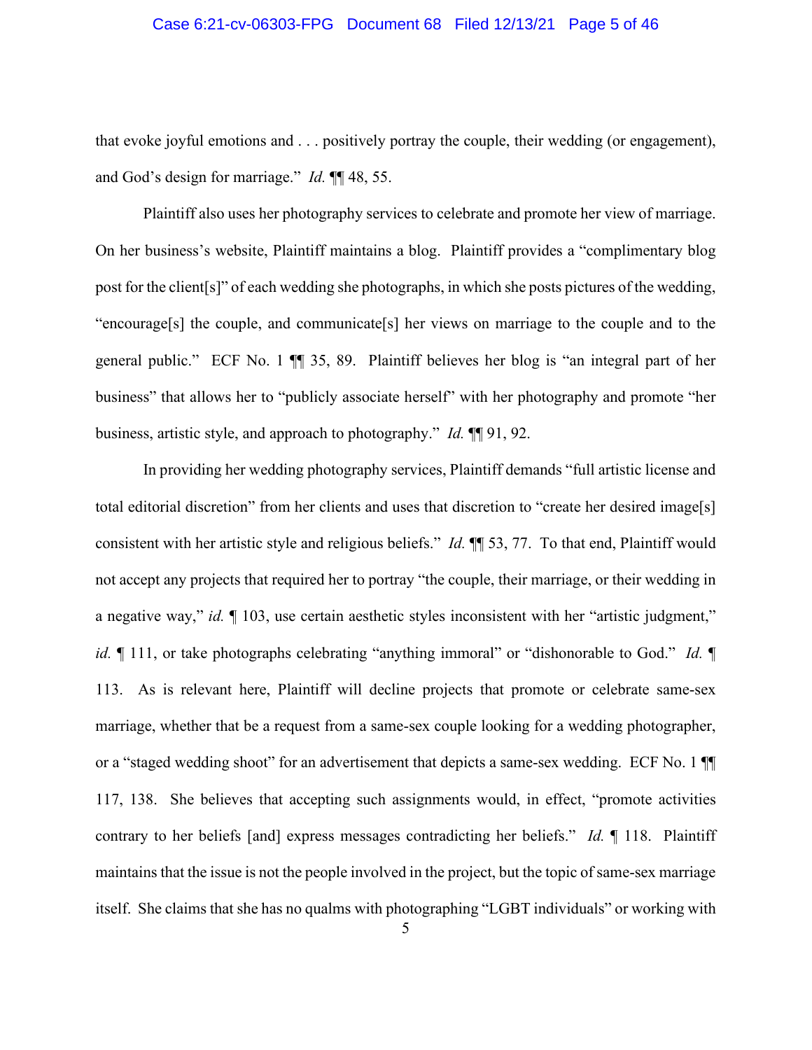that evoke joyful emotions and . . . positively portray the couple, their wedding (or engagement), and God's design for marriage." *Id.* ¶¶ 48, 55.

Plaintiff also uses her photography services to celebrate and promote her view of marriage. On her business's website, Plaintiff maintains a blog. Plaintiff provides a "complimentary blog post for the client[s]" of each wedding she photographs, in which she posts pictures of the wedding, "encourage[s] the couple, and communicate[s] her views on marriage to the couple and to the general public." ECF No. 1 ¶¶ 35, 89. Plaintiff believes her blog is "an integral part of her business" that allows her to "publicly associate herself" with her photography and promote "her business, artistic style, and approach to photography." *Id.* ¶¶ 91, 92.

In providing her wedding photography services, Plaintiff demands "full artistic license and total editorial discretion" from her clients and uses that discretion to "create her desired image[s] consistent with her artistic style and religious beliefs." *Id.* ¶¶ 53, 77. To that end, Plaintiff would not accept any projects that required her to portray "the couple, their marriage, or their wedding in a negative way," *id.* ¶ 103, use certain aesthetic styles inconsistent with her "artistic judgment," *id.* ¶ 111, or take photographs celebrating "anything immoral" or "dishonorable to God." *Id.* ¶ 113. As is relevant here, Plaintiff will decline projects that promote or celebrate same-sex marriage, whether that be a request from a same-sex couple looking for a wedding photographer, or a "staged wedding shoot" for an advertisement that depicts a same-sex wedding. ECF No. 1 ¶¶ 117, 138. She believes that accepting such assignments would, in effect, "promote activities contrary to her beliefs [and] express messages contradicting her beliefs." *Id.* ¶ 118. Plaintiff maintains that the issue is not the people involved in the project, but the topic of same-sex marriage itself. She claims that she has no qualms with photographing "LGBT individuals" or working with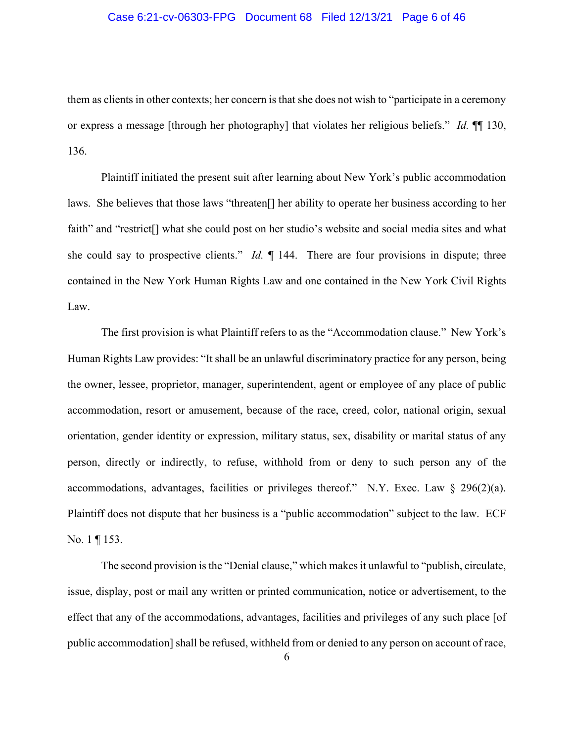them as clients in other contexts; her concern is that she does not wish to "participate in a ceremony or express a message [through her photography] that violates her religious beliefs." *Id.* ¶¶ 130, 136.

Plaintiff initiated the present suit after learning about New York's public accommodation laws. She believes that those laws "threaten[] her ability to operate her business according to her faith" and "restrict[] what she could post on her studio's website and social media sites and what she could say to prospective clients." *Id.* ¶ 144. There are four provisions in dispute; three contained in the New York Human Rights Law and one contained in the New York Civil Rights Law.

The first provision is what Plaintiff refers to as the "Accommodation clause." New York's Human Rights Law provides: "It shall be an unlawful discriminatory practice for any person, being the owner, lessee, proprietor, manager, superintendent, agent or employee of any place of public accommodation, resort or amusement, because of the race, creed, color, national origin, sexual orientation, gender identity or expression, military status, sex, disability or marital status of any person, directly or indirectly, to refuse, withhold from or deny to such person any of the accommodations, advantages, facilities or privileges thereof." N.Y. Exec. Law § 296(2)(a). Plaintiff does not dispute that her business is a "public accommodation" subject to the law. ECF No. 1 ¶ 153.

The second provision is the "Denial clause," which makes it unlawful to "publish, circulate, issue, display, post or mail any written or printed communication, notice or advertisement, to the effect that any of the accommodations, advantages, facilities and privileges of any such place [of public accommodation] shall be refused, withheld from or denied to any person on account of race,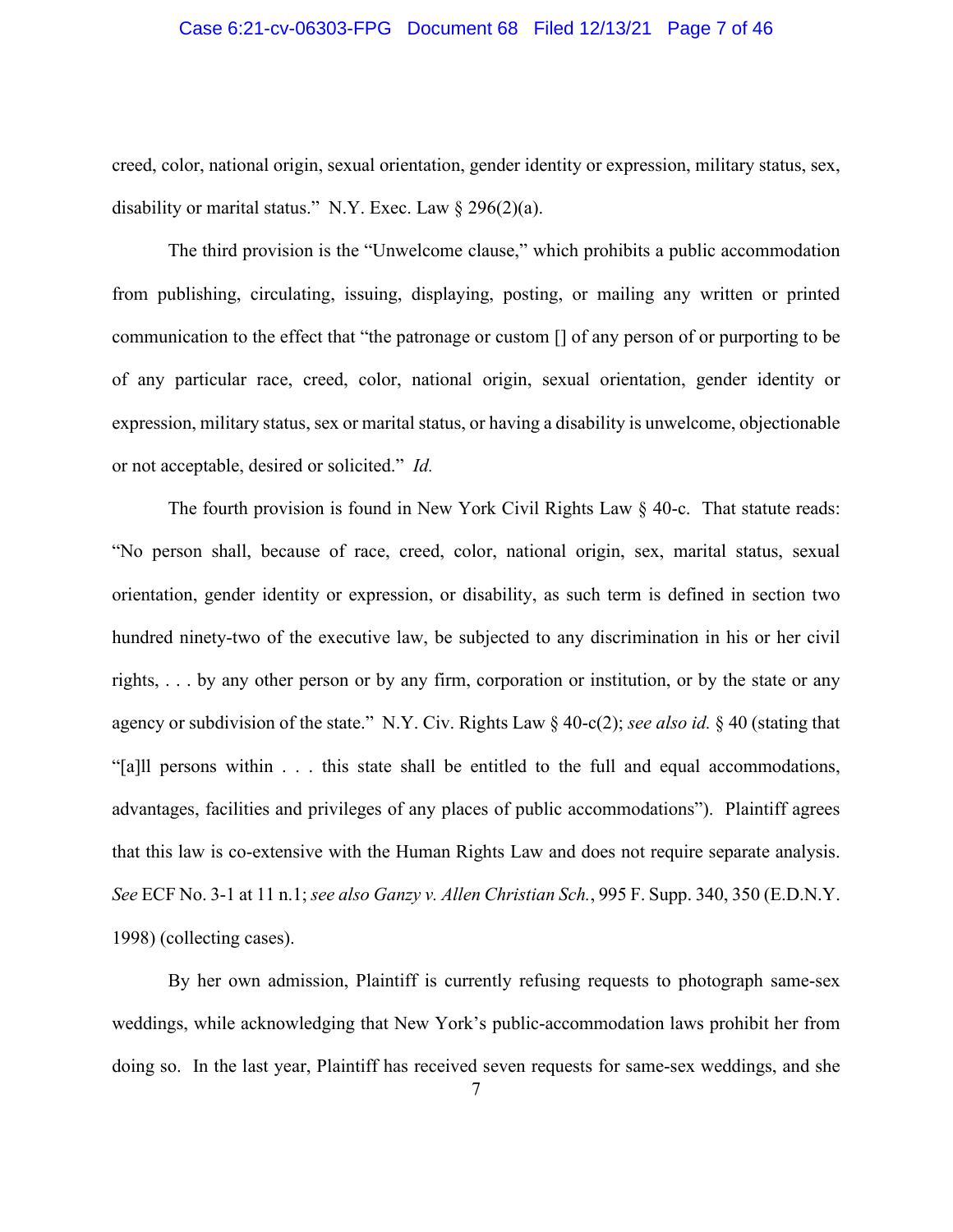creed, color, national origin, sexual orientation, gender identity or expression, military status, sex, disability or marital status." N.Y. Exec. Law § 296(2)(a).

The third provision is the "Unwelcome clause," which prohibits a public accommodation from publishing, circulating, issuing, displaying, posting, or mailing any written or printed communication to the effect that "the patronage or custom [] of any person of or purporting to be of any particular race, creed, color, national origin, sexual orientation, gender identity or expression, military status, sex or marital status, or having a disability is unwelcome, objectionable or not acceptable, desired or solicited." *Id.*

The fourth provision is found in New York Civil Rights Law § 40-c. That statute reads: "No person shall, because of race, creed, color, national origin, sex, marital status, sexual orientation, gender identity or expression, or disability, as such term is defined in section two hundred ninety-two of the executive law, be subjected to any discrimination in his or her civil rights, . . . by any other person or by any firm, corporation or institution, or by the state or any agency or subdivision of the state." N.Y. Civ. Rights Law § 40-c(2); *see also id.* § 40 (stating that "[a]ll persons within . . . this state shall be entitled to the full and equal accommodations, advantages, facilities and privileges of any places of public accommodations"). Plaintiff agrees that this law is co-extensive with the Human Rights Law and does not require separate analysis. *See* ECF No. 3-1 at 11 n.1; *see also Ganzy v. Allen Christian Sch.*, 995 F. Supp. 340, 350 (E.D.N.Y. 1998) (collecting cases).

By her own admission, Plaintiff is currently refusing requests to photograph same-sex weddings, while acknowledging that New York's public-accommodation laws prohibit her from doing so. In the last year, Plaintiff has received seven requests for same-sex weddings, and she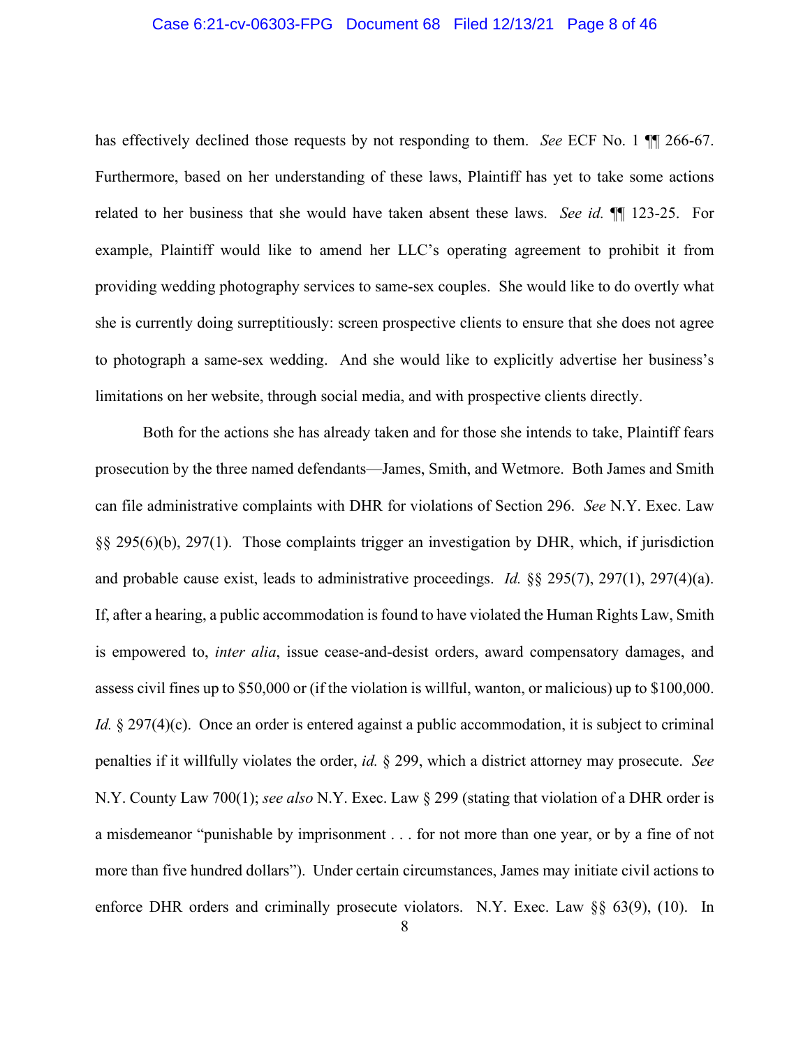has effectively declined those requests by not responding to them. *See* ECF No. 1 ¶¶ 266-67. Furthermore, based on her understanding of these laws, Plaintiff has yet to take some actions related to her business that she would have taken absent these laws. *See id.* ¶¶ 123-25. For example, Plaintiff would like to amend her LLC's operating agreement to prohibit it from providing wedding photography services to same-sex couples. She would like to do overtly what she is currently doing surreptitiously: screen prospective clients to ensure that she does not agree to photograph a same-sex wedding. And she would like to explicitly advertise her business's limitations on her website, through social media, and with prospective clients directly.

Both for the actions she has already taken and for those she intends to take, Plaintiff fears prosecution by the three named defendants—James, Smith, and Wetmore. Both James and Smith can file administrative complaints with DHR for violations of Section 296. *See* N.Y. Exec. Law §§ 295(6)(b), 297(1). Those complaints trigger an investigation by DHR, which, if jurisdiction and probable cause exist, leads to administrative proceedings. *Id.* §§ 295(7), 297(1), 297(4)(a). If, after a hearing, a public accommodation is found to have violated the Human Rights Law, Smith is empowered to, *inter alia*, issue cease-and-desist orders, award compensatory damages, and assess civil fines up to $50,000 or (if the violation is willful, wanton, or malicious) up to $100,000. *Id.* § 297(4)(c). Once an order is entered against a public accommodation, it is subject to criminal penalties if it willfully violates the order, *id.* § 299, which a district attorney may prosecute. *See* N.Y. County Law 700(1); *see also* N.Y. Exec. Law § 299 (stating that violation of a DHR order is a misdemeanor "punishable by imprisonment . . . for not more than one year, or by a fine of not more than five hundred dollars"). Under certain circumstances, James may initiate civil actions to enforce DHR orders and criminally prosecute violators. N.Y. Exec. Law §§ 63(9), (10). In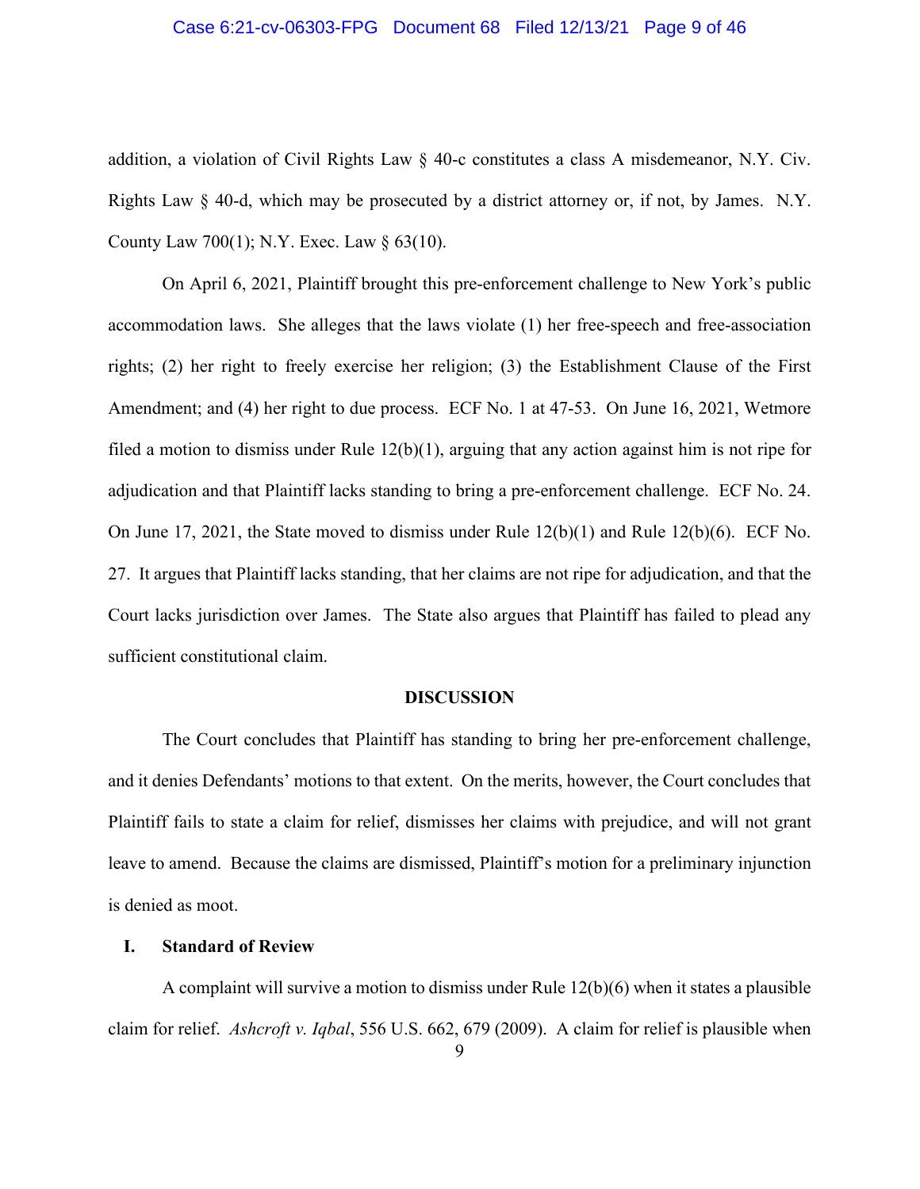addition, a violation of Civil Rights Law § 40-c constitutes a class A misdemeanor, N.Y. Civ. Rights Law § 40-d, which may be prosecuted by a district attorney or, if not, by James. N.Y. County Law 700(1); N.Y. Exec. Law § 63(10).

On April 6, 2021, Plaintiff brought this pre-enforcement challenge to New York's public accommodation laws. She alleges that the laws violate (1) her free-speech and free-association rights; (2) her right to freely exercise her religion; (3) the Establishment Clause of the First Amendment; and (4) her right to due process. ECF No. 1 at 47-53. On June 16, 2021, Wetmore filed a motion to dismiss under Rule 12(b)(1), arguing that any action against him is not ripe for adjudication and that Plaintiff lacks standing to bring a pre-enforcement challenge. ECF No. 24. On June 17, 2021, the State moved to dismiss under Rule 12(b)(1) and Rule 12(b)(6). ECF No. 27. It argues that Plaintiff lacks standing, that her claims are not ripe for adjudication, and that the Court lacks jurisdiction over James. The State also argues that Plaintiff has failed to plead any sufficient constitutional claim.

## DISCUSSION

The Court concludes that Plaintiff has standing to bring her pre-enforcement challenge, and it denies Defendants' motions to that extent. On the merits, however, the Court concludes that Plaintiff fails to state a claim for relief, dismisses her claims with prejudice, and will not grant leave to amend. Because the claims are dismissed, Plaintiff's motion for a preliminary injunction is denied as moot.

### I. Standard of Review

A complaint will survive a motion to dismiss under Rule 12(b)(6) when it states a plausible claim for relief. *Ashcroft v. Iqbal*, 556 U.S. 662, 679 (2009). A claim for relief is plausible when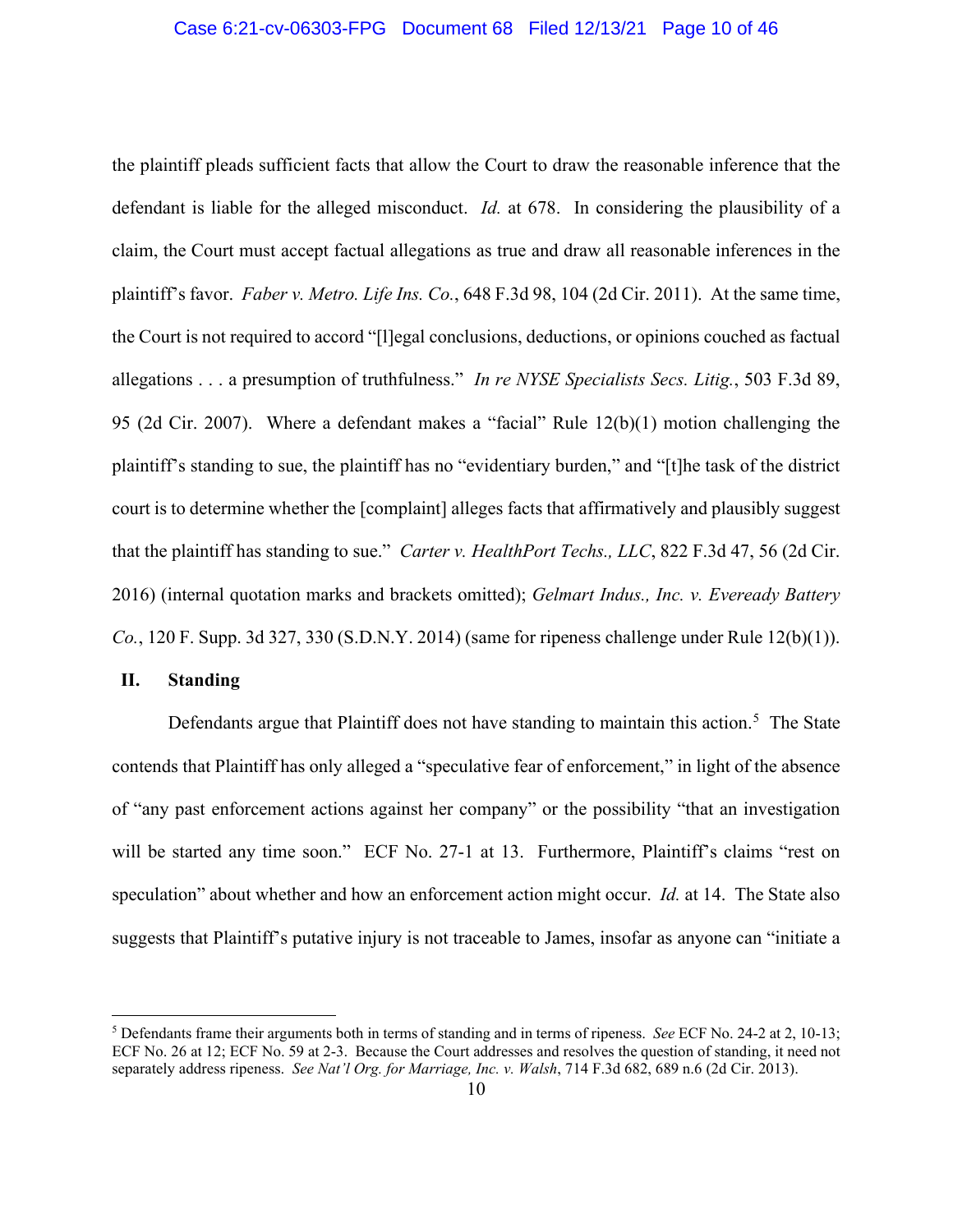the plaintiff pleads sufficient facts that allow the Court to draw the reasonable inference that the defendant is liable for the alleged misconduct. *Id.* at 678. In considering the plausibility of a claim, the Court must accept factual allegations as true and draw all reasonable inferences in the plaintiff's favor. *Faber v. Metro. Life Ins. Co.*, 648 F.3d 98, 104 (2d Cir. 2011). At the same time, the Court is not required to accord "[l]egal conclusions, deductions, or opinions couched as factual allegations . . . a presumption of truthfulness." *In re NYSE Specialists Secs. Litig.*, 503 F.3d 89, 95 (2d Cir. 2007). Where a defendant makes a "facial" Rule 12(b)(1) motion challenging the plaintiff's standing to sue, the plaintiff has no "evidentiary burden," and "[t]he task of the district court is to determine whether the [complaint] alleges facts that affirmatively and plausibly suggest that the plaintiff has standing to sue." *Carter v. HealthPort Techs., LLC*, 822 F.3d 47, 56 (2d Cir. 2016) (internal quotation marks and brackets omitted); *Gelmart Indus., Inc. v. Eveready Battery Co.*, 120 F. Supp. 3d 327, 330 (S.D.N.Y. 2014) (same for ripeness challenge under Rule 12(b)(1)).

## II. Standing

Defendants argue that Plaintiff does not have standing to maintain this action.[5] The State contends that Plaintiff has only alleged a "speculative fear of enforcement," in light of the absence of "any past enforcement actions against her company" or the possibility "that an investigation will be started any time soon." ECF No. 27-1 at 13. Furthermore, Plaintiff's claims "rest on speculation" about whether and how an enforcement action might occur. *Id.* at 14. The State also suggests that Plaintiff's putative injury is not traceable to James, insofar as anyone can "initiate a

[5] Defendants frame their arguments both in terms of standing and in terms of ripeness. *See* ECF No. 24-2 at 2, 10-13; ECF No. 26 at 12; ECF No. 59 at 2-3. Because the Court addresses and resolves the question of standing, it need not separately address ripeness. *See Nat'l Org. for Marriage, Inc. v. Walsh*, 714 F.3d 682, 689 n.6 (2d Cir. 2013).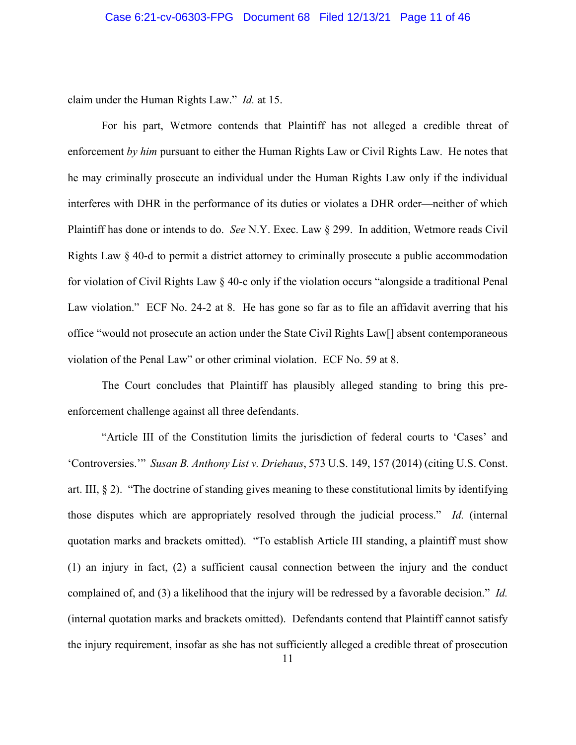claim under the Human Rights Law." *Id.* at 15.

For his part, Wetmore contends that Plaintiff has not alleged a credible threat of enforcement *by him* pursuant to either the Human Rights Law or Civil Rights Law. He notes that he may criminally prosecute an individual under the Human Rights Law only if the individual interferes with DHR in the performance of its duties or violates a DHR order—neither of which Plaintiff has done or intends to do. *See* N.Y. Exec. Law § 299. In addition, Wetmore reads Civil Rights Law § 40-d to permit a district attorney to criminally prosecute a public accommodation for violation of Civil Rights Law § 40-c only if the violation occurs "alongside a traditional Penal Law violation." ECF No. 24-2 at 8. He has gone so far as to file an affidavit averring that his office "would not prosecute an action under the State Civil Rights Law[] absent contemporaneous violation of the Penal Law" or other criminal violation. ECF No. 59 at 8.

The Court concludes that Plaintiff has plausibly alleged standing to bring this pre-enforcement challenge against all three defendants.

"Article III of the Constitution limits the jurisdiction of federal courts to 'Cases' and 'Controversies.'" *Susan B. Anthony List v. Driehaus*, 573 U.S. 149, 157 (2014) (citing U.S. Const. art. III, § 2). "The doctrine of standing gives meaning to these constitutional limits by identifying those disputes which are appropriately resolved through the judicial process." *Id.* (internal quotation marks and brackets omitted). "To establish Article III standing, a plaintiff must show (1) an injury in fact, (2) a sufficient causal connection between the injury and the conduct complained of, and (3) a likelihood that the injury will be redressed by a favorable decision." *Id.* (internal quotation marks and brackets omitted). Defendants contend that Plaintiff cannot satisfy the injury requirement, insofar as she has not sufficiently alleged a credible threat of prosecution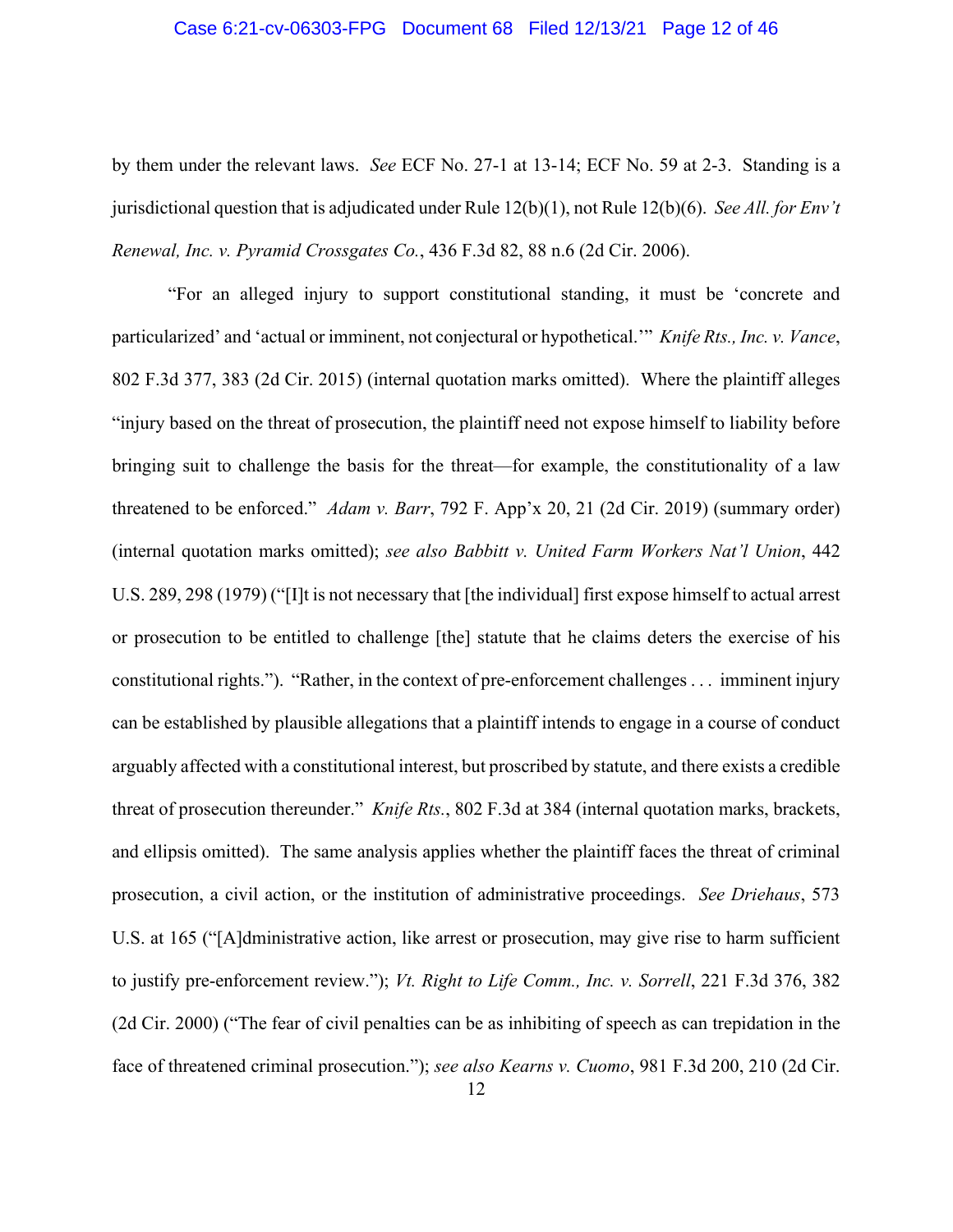by them under the relevant laws. *See* ECF No. 27-1 at 13-14; ECF No. 59 at 2-3. Standing is a jurisdictional question that is adjudicated under Rule 12(b)(1), not Rule 12(b)(6). *See All. for Env't Renewal, Inc. v. Pyramid Crossgates Co.*, 436 F.3d 82, 88 n.6 (2d Cir. 2006).

"For an alleged injury to support constitutional standing, it must be 'concrete and particularized' and 'actual or imminent, not conjectural or hypothetical.'" *Knife Rts., Inc. v. Vance*, 802 F.3d 377, 383 (2d Cir. 2015) (internal quotation marks omitted). Where the plaintiff alleges "injury based on the threat of prosecution, the plaintiff need not expose himself to liability before bringing suit to challenge the basis for the threat—for example, the constitutionality of a law threatened to be enforced." *Adam v. Barr*, 792 F. App'x 20, 21 (2d Cir. 2019) (summary order) (internal quotation marks omitted); *see also Babbitt v. United Farm Workers Nat'l Union*, 442 U.S. 289, 298 (1979) ("[I]t is not necessary that [the individual] first expose himself to actual arrest or prosecution to be entitled to challenge [the] statute that he claims deters the exercise of his constitutional rights."). "Rather, in the context of pre-enforcement challenges . . . imminent injury can be established by plausible allegations that a plaintiff intends to engage in a course of conduct arguably affected with a constitutional interest, but proscribed by statute, and there exists a credible threat of prosecution thereunder." *Knife Rts.*, 802 F.3d at 384 (internal quotation marks, brackets, and ellipsis omitted). The same analysis applies whether the plaintiff faces the threat of criminal prosecution, a civil action, or the institution of administrative proceedings. *See Driehaus*, 573 U.S. at 165 ("[A]dministrative action, like arrest or prosecution, may give rise to harm sufficient to justify pre-enforcement review."); *Vt. Right to Life Comm., Inc. v. Sorrell*, 221 F.3d 376, 382 (2d Cir. 2000) ("The fear of civil penalties can be as inhibiting of speech as can trepidation in the face of threatened criminal prosecution."); *see also Kearns v. Cuomo*, 981 F.3d 200, 210 (2d Cir.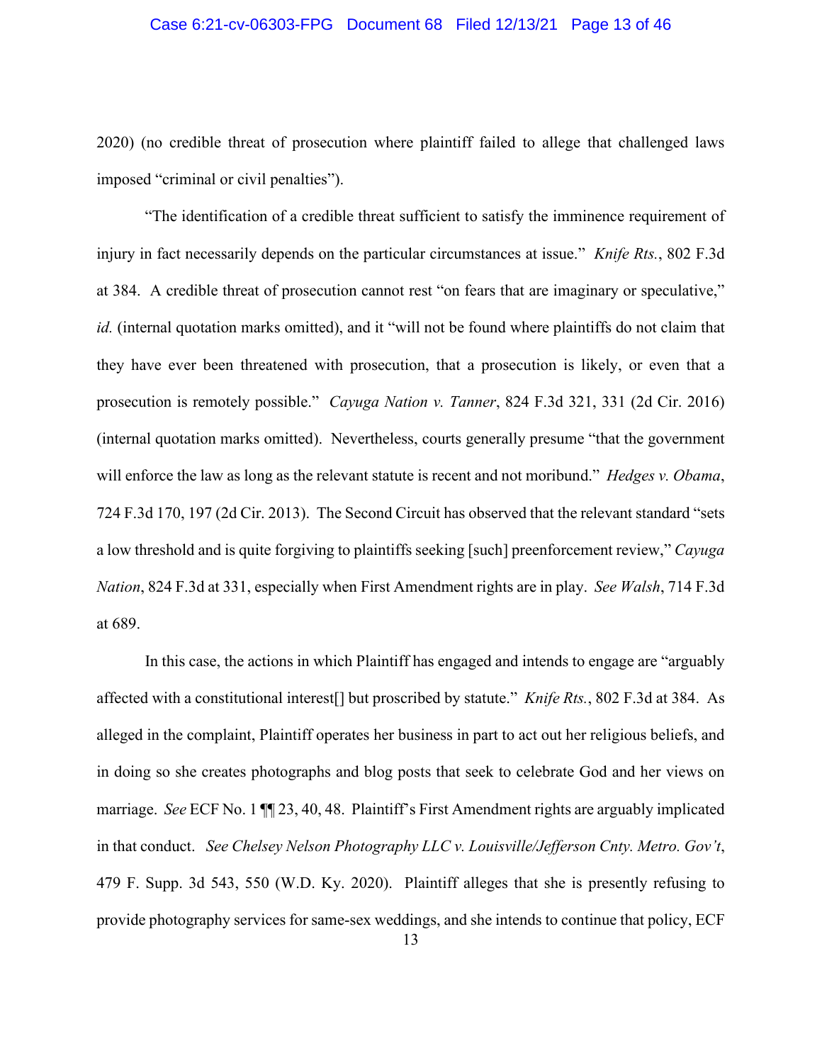2020) (no credible threat of prosecution where plaintiff failed to allege that challenged laws imposed "criminal or civil penalties").

"The identification of a credible threat sufficient to satisfy the imminence requirement of injury in fact necessarily depends on the particular circumstances at issue." *Knife Rts.*, 802 F.3d at 384. A credible threat of prosecution cannot rest "on fears that are imaginary or speculative," *id.* (internal quotation marks omitted), and it "will not be found where plaintiffs do not claim that they have ever been threatened with prosecution, that a prosecution is likely, or even that a prosecution is remotely possible." *Cayuga Nation v. Tanner*, 824 F.3d 321, 331 (2d Cir. 2016) (internal quotation marks omitted). Nevertheless, courts generally presume "that the government will enforce the law as long as the relevant statute is recent and not moribund." *Hedges v. Obama*, 724 F.3d 170, 197 (2d Cir. 2013). The Second Circuit has observed that the relevant standard "sets a low threshold and is quite forgiving to plaintiffs seeking [such] preenforcement review," *Cayuga Nation*, 824 F.3d at 331, especially when First Amendment rights are in play. *See Walsh*, 714 F.3d at 689.

In this case, the actions in which Plaintiff has engaged and intends to engage are "arguably affected with a constitutional interest[] but proscribed by statute." *Knife Rts.*, 802 F.3d at 384. As alleged in the complaint, Plaintiff operates her business in part to act out her religious beliefs, and in doing so she creates photographs and blog posts that seek to celebrate God and her views on marriage. *See* ECF No. 1 ¶¶ 23, 40, 48. Plaintiff's First Amendment rights are arguably implicated in that conduct. *See Chelsey Nelson Photography LLC v. Louisville/Jefferson Cnty. Metro. Gov't*, 479 F. Supp. 3d 543, 550 (W.D. Ky. 2020). Plaintiff alleges that she is presently refusing to provide photography services for same-sex weddings, and she intends to continue that policy, ECF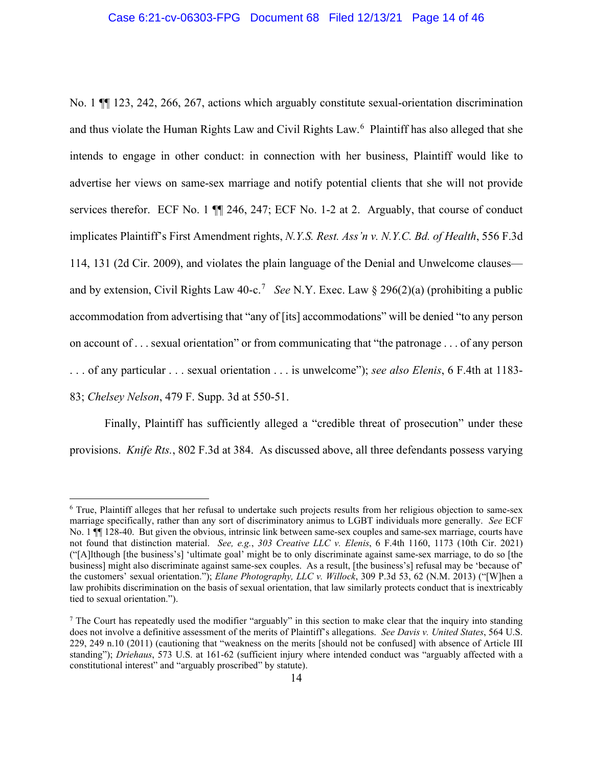No. 1 ¶¶ 123, 242, 266, 267, actions which arguably constitute sexual-orientation discrimination and thus violate the Human Rights Law and Civil Rights Law.[6] Plaintiff has also alleged that she intends to engage in other conduct: in connection with her business, Plaintiff would like to advertise her views on same-sex marriage and notify potential clients that she will not provide services therefor. ECF No. 1 ¶¶ 246, 247; ECF No. 1-2 at 2. Arguably, that course of conduct implicates Plaintiff's First Amendment rights, *N.Y.S. Rest. Ass'n v. N.Y.C. Bd. of Health*, 556 F.3d 114, 131 (2d Cir. 2009), and violates the plain language of the Denial and Unwelcome clauses—and by extension, Civil Rights Law 40-c.[7] *See* N.Y. Exec. Law § 296(2)(a) (prohibiting a public accommodation from advertising that "any of [its] accommodations" will be denied "to any person on account of . . . sexual orientation" or from communicating that "the patronage . . . of any person . . . of any particular . . . sexual orientation . . . is unwelcome"); *see also Elenis*, 6 F.4th at 1183-83; *Chelsey Nelson*, 479 F. Supp. 3d at 550-51.

Finally, Plaintiff has sufficiently alleged a "credible threat of prosecution" under these provisions. *Knife Rts.*, 802 F.3d at 384. As discussed above, all three defendants possess varying

---

[6] True, Plaintiff alleges that her refusal to undertake such projects results from her religious objection to same-sex marriage specifically, rather than any sort of discriminatory animus to LGBT individuals more generally. *See* ECF No. 1 ¶¶ 128-40. But given the obvious, intrinsic link between same-sex couples and same-sex marriage, courts have not found that distinction material. *See, e.g.*, *303 Creative LLC v. Elenis*, 6 F.4th 1160, 1173 (10th Cir. 2021) ("[A]lthough [the business's] 'ultimate goal' might be to only discriminate against same-sex marriage, to do so [the business] might also discriminate against same-sex couples. As a result, [the business's] refusal may be 'because of' the customers' sexual orientation."); *Elane Photography, LLC v. Willock*, 309 P.3d 53, 62 (N.M. 2013) ("[W]hen a law prohibits discrimination on the basis of sexual orientation, that law similarly protects conduct that is inextricably tied to sexual orientation.").

[7] The Court has repeatedly used the modifier "arguably" in this section to make clear that the inquiry into standing does not involve a definitive assessment of the merits of Plaintiff's allegations. *See Davis v. United States*, 564 U.S. 229, 249 n.10 (2011) (cautioning that "weakness on the merits [should not be confused] with absence of Article III standing"); *Driehaus*, 573 U.S. at 161-62 (sufficient injury where intended conduct was "arguably affected with a constitutional interest" and "arguably proscribed" by statute).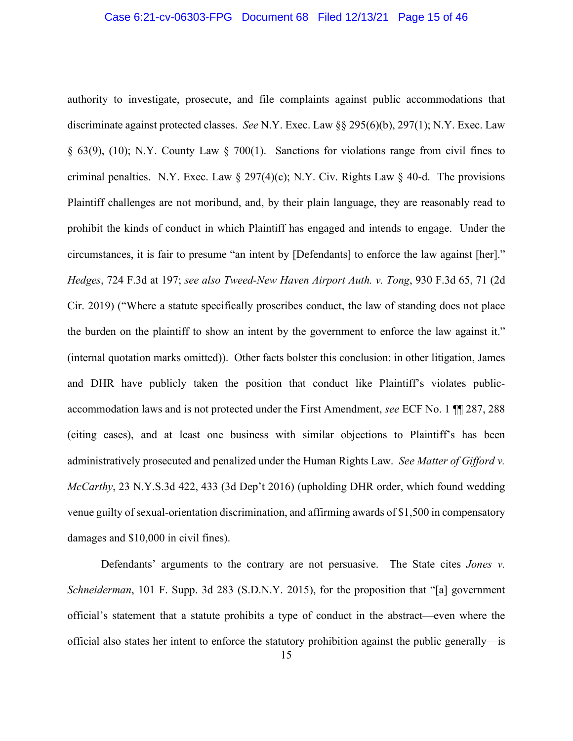authority to investigate, prosecute, and file complaints against public accommodations that discriminate against protected classes. *See* N.Y. Exec. Law §§ 295(6)(b), 297(1); N.Y. Exec. Law § 63(9), (10); N.Y. County Law § 700(1). Sanctions for violations range from civil fines to criminal penalties. N.Y. Exec. Law § 297(4)(c); N.Y. Civ. Rights Law § 40-d. The provisions Plaintiff challenges are not moribund, and, by their plain language, they are reasonably read to prohibit the kinds of conduct in which Plaintiff has engaged and intends to engage. Under the circumstances, it is fair to presume "an intent by [Defendants] to enforce the law against [her]." *Hedges*, 724 F.3d at 197; *see also Tweed-New Haven Airport Auth. v. Tong*, 930 F.3d 65, 71 (2d Cir. 2019) ("Where a statute specifically proscribes conduct, the law of standing does not place the burden on the plaintiff to show an intent by the government to enforce the law against it." (internal quotation marks omitted)). Other facts bolster this conclusion: in other litigation, James and DHR have publicly taken the position that conduct like Plaintiff's violates public-accommodation laws and is not protected under the First Amendment, *see* ECF No. 1 ¶¶ 287, 288 (citing cases), and at least one business with similar objections to Plaintiff's has been administratively prosecuted and penalized under the Human Rights Law. *See Matter of Gifford v. McCarthy*, 23 N.Y.S.3d 422, 433 (3d Dep't 2016) (upholding DHR order, which found wedding venue guilty of sexual-orientation discrimination, and affirming awards of $1,500 in compensatory damages and $10,000 in civil fines).

Defendants' arguments to the contrary are not persuasive. The State cites *Jones v. Schneiderman*, 101 F. Supp. 3d 283 (S.D.N.Y. 2015), for the proposition that "[a] government official's statement that a statute prohibits a type of conduct in the abstract—even where the official also states her intent to enforce the statutory prohibition against the public generally—is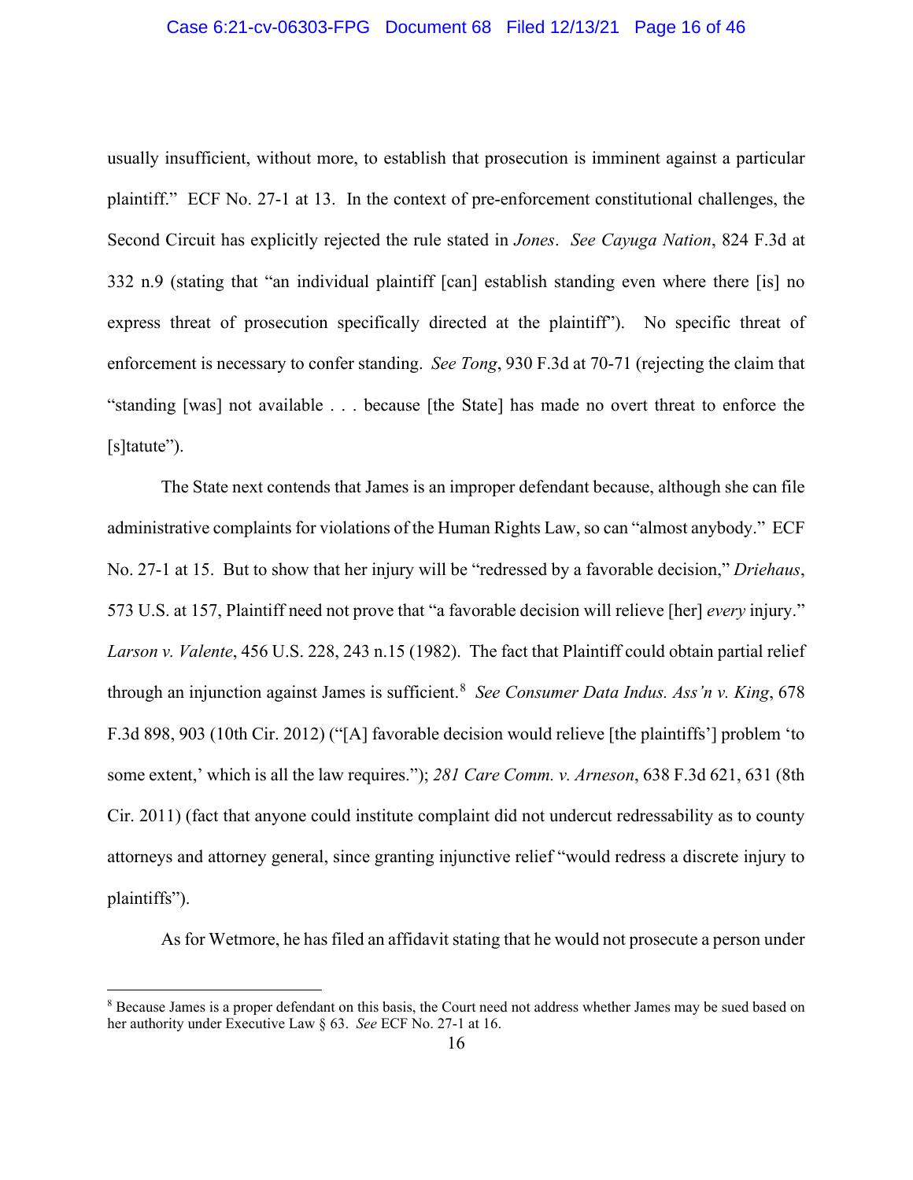usually insufficient, without more, to establish that prosecution is imminent against a particular plaintiff." ECF No. 27-1 at 13. In the context of pre-enforcement constitutional challenges, the Second Circuit has explicitly rejected the rule stated in *Jones*. *See Cayuga Nation*, 824 F.3d at 332 n.9 (stating that "an individual plaintiff [can] establish standing even where there [is] no express threat of prosecution specifically directed at the plaintiff"). No specific threat of enforcement is necessary to confer standing. *See Tong*, 930 F.3d at 70-71 (rejecting the claim that "standing [was] not available . . . because [the State] has made no overt threat to enforce the [s]tatute").

The State next contends that James is an improper defendant because, although she can file administrative complaints for violations of the Human Rights Law, so can "almost anybody." ECF No. 27-1 at 15. But to show that her injury will be "redressed by a favorable decision," *Driehaus*, 573 U.S. at 157, Plaintiff need not prove that "a favorable decision will relieve [her] *every* injury." *Larson v. Valente*, 456 U.S. 228, 243 n.15 (1982). The fact that Plaintiff could obtain partial relief through an injunction against James is sufficient.[8] *See Consumer Data Indus. Ass'n v. King*, 678 F.3d 898, 903 (10th Cir. 2012) ("[A] favorable decision would relieve [the plaintiffs'] problem 'to some extent,' which is all the law requires."); *281 Care Comm. v. Arneson*, 638 F.3d 621, 631 (8th Cir. 2011) (fact that anyone could institute complaint did not undercut redressability as to county attorneys and attorney general, since granting injunctive relief "would redress a discrete injury to plaintiffs").

As for Wetmore, he has filed an affidavit stating that he would not prosecute a person under

[8] Because James is a proper defendant on this basis, the Court need not address whether James may be sued based on her authority under Executive Law § 63. *See* ECF No. 27-1 at 16.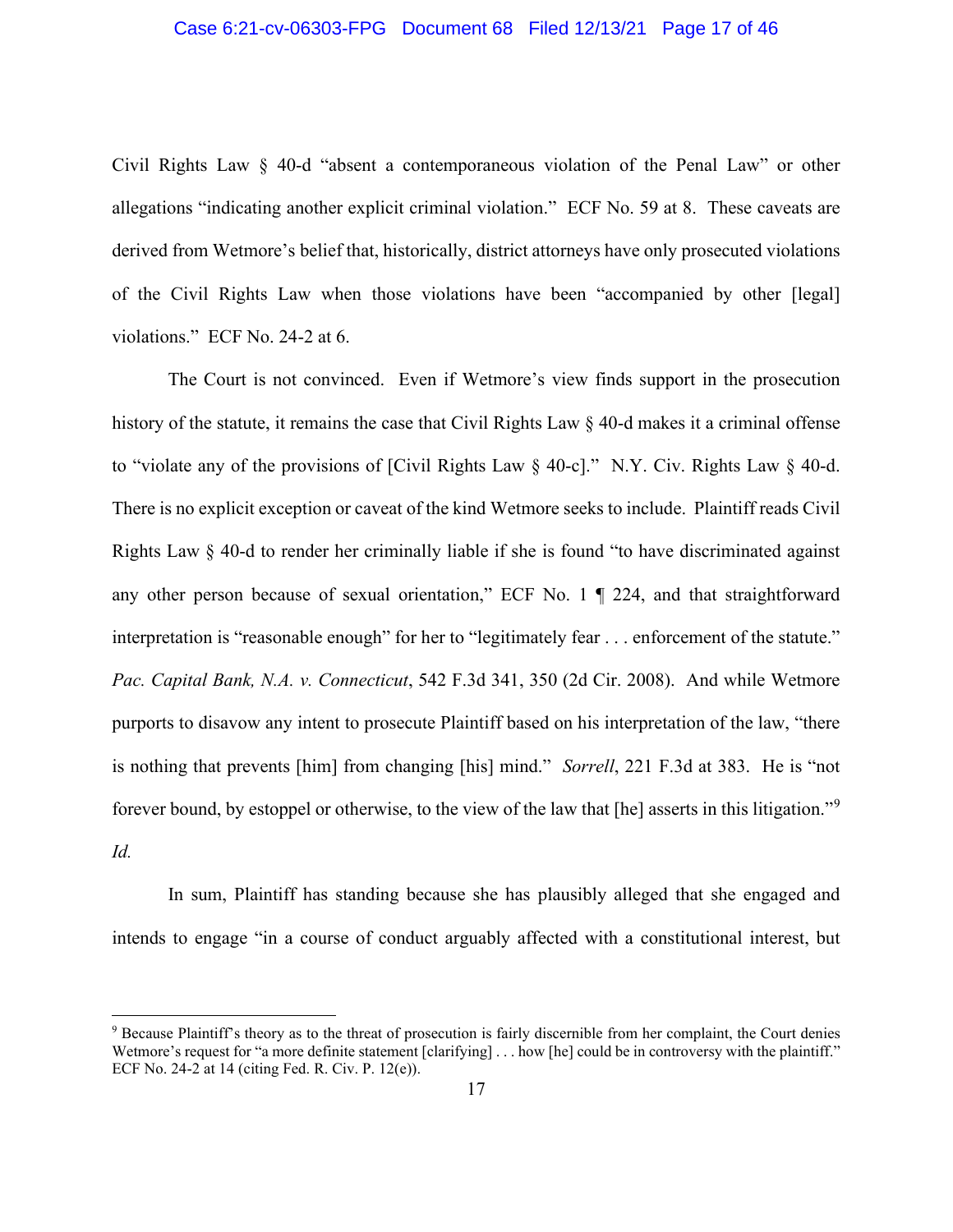Civil Rights Law § 40-d "absent a contemporaneous violation of the Penal Law" or other allegations "indicating another explicit criminal violation." ECF No. 59 at 8. These caveats are derived from Wetmore's belief that, historically, district attorneys have only prosecuted violations of the Civil Rights Law when those violations have been "accompanied by other [legal] violations." ECF No. 24-2 at 6.

The Court is not convinced. Even if Wetmore's view finds support in the prosecution history of the statute, it remains the case that Civil Rights Law § 40-d makes it a criminal offense to "violate any of the provisions of [Civil Rights Law § 40-c]." N.Y. Civ. Rights Law § 40-d. There is no explicit exception or caveat of the kind Wetmore seeks to include. Plaintiff reads Civil Rights Law § 40-d to render her criminally liable if she is found "to have discriminated against any other person because of sexual orientation," ECF No. 1 ¶ 224, and that straightforward interpretation is "reasonable enough" for her to "legitimately fear . . . enforcement of the statute." *Pac. Capital Bank, N.A. v. Connecticut*, 542 F.3d 341, 350 (2d Cir. 2008). And while Wetmore purports to disavow any intent to prosecute Plaintiff based on his interpretation of the law, "there is nothing that prevents [him] from changing [his] mind." *Sorrell*, 221 F.3d at 383. He is "not forever bound, by estoppel or otherwise, to the view of the law that [he] asserts in this litigation."[9] *Id.*

In sum, Plaintiff has standing because she has plausibly alleged that she engaged and intends to engage "in a course of conduct arguably affected with a constitutional interest, but

[9] Because Plaintiff's theory as to the threat of prosecution is fairly discernible from her complaint, the Court denies Wetmore's request for "a more definite statement [clarifying] . . . how [he] could be in controversy with the plaintiff." ECF No. 24-2 at 14 (citing Fed. R. Civ. P. 12(e)).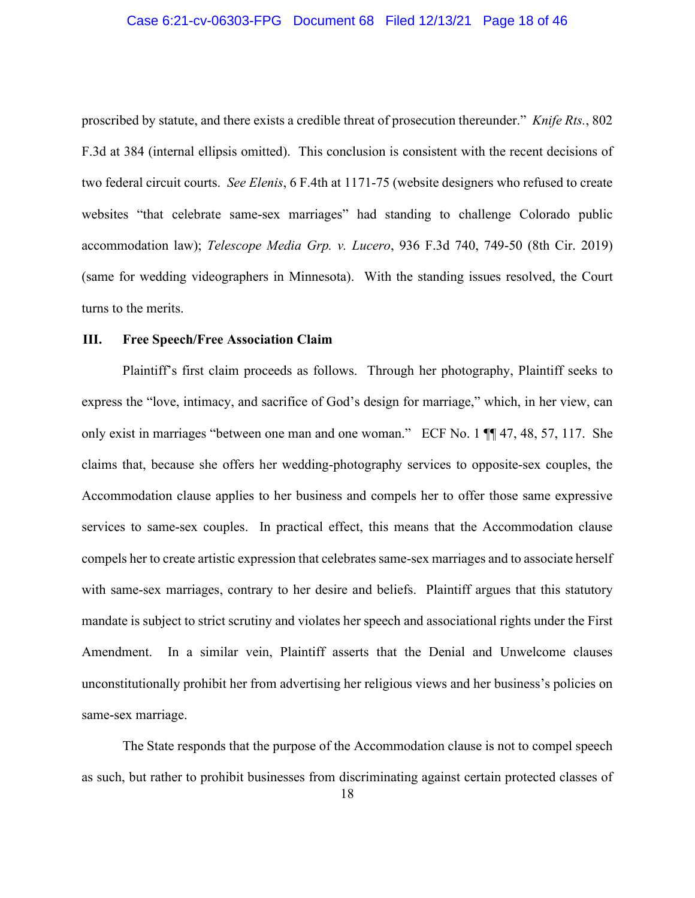proscribed by statute, and there exists a credible threat of prosecution thereunder." *Knife Rts.*, 802 F.3d at 384 (internal ellipsis omitted). This conclusion is consistent with the recent decisions of two federal circuit courts. *See Elenis*, 6 F.4th at 1171-75 (website designers who refused to create websites "that celebrate same-sex marriages" had standing to challenge Colorado public accommodation law); *Telescope Media Grp. v. Lucero*, 936 F.3d 740, 749-50 (8th Cir. 2019) (same for wedding videographers in Minnesota). With the standing issues resolved, the Court turns to the merits.

## III. Free Speech/Free Association Claim

Plaintiff's first claim proceeds as follows. Through her photography, Plaintiff seeks to express the "love, intimacy, and sacrifice of God's design for marriage," which, in her view, can only exist in marriages "between one man and one woman." ECF No. 1 ¶¶ 47, 48, 57, 117. She claims that, because she offers her wedding-photography services to opposite-sex couples, the Accommodation clause applies to her business and compels her to offer those same expressive services to same-sex couples. In practical effect, this means that the Accommodation clause compels her to create artistic expression that celebrates same-sex marriages and to associate herself with same-sex marriages, contrary to her desire and beliefs. Plaintiff argues that this statutory mandate is subject to strict scrutiny and violates her speech and associational rights under the First Amendment. In a similar vein, Plaintiff asserts that the Denial and Unwelcome clauses unconstitutionally prohibit her from advertising her religious views and her business's policies on same-sex marriage.

The State responds that the purpose of the Accommodation clause is not to compel speech as such, but rather to prohibit businesses from discriminating against certain protected classes of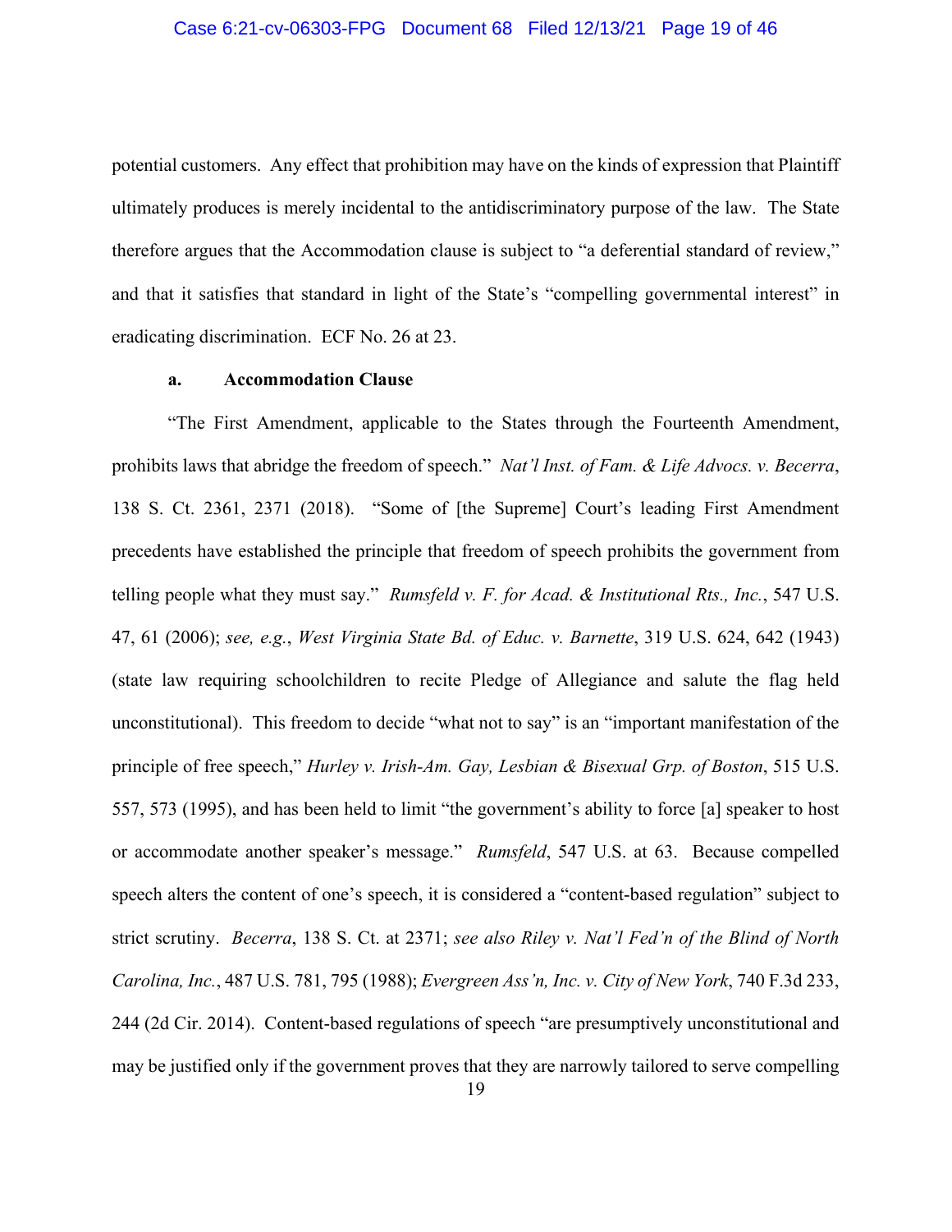potential customers. Any effect that prohibition may have on the kinds of expression that Plaintiff ultimately produces is merely incidental to the antidiscriminatory purpose of the law. The State therefore argues that the Accommodation clause is subject to "a deferential standard of review," and that it satisfies that standard in light of the State's "compelling governmental interest" in eradicating discrimination. ECF No. 26 at 23.

**a. Accommodation Clause**

"The First Amendment, applicable to the States through the Fourteenth Amendment, prohibits laws that abridge the freedom of speech." *Nat'l Inst. of Fam. & Life Advocs. v. Becerra*, 138 S. Ct. 2361, 2371 (2018). "Some of [the Supreme] Court's leading First Amendment precedents have established the principle that freedom of speech prohibits the government from telling people what they must say." *Rumsfeld v. F. for Acad. & Institutional Rts., Inc.*, 547 U.S. 47, 61 (2006); *see, e.g.*, *West Virginia State Bd. of Educ. v. Barnette*, 319 U.S. 624, 642 (1943) (state law requiring schoolchildren to recite Pledge of Allegiance and salute the flag held unconstitutional). This freedom to decide "what not to say" is an "important manifestation of the principle of free speech," *Hurley v. Irish-Am. Gay, Lesbian & Bisexual Grp. of Boston*, 515 U.S. 557, 573 (1995), and has been held to limit "the government's ability to force [a] speaker to host or accommodate another speaker's message." *Rumsfeld*, 547 U.S. at 63. Because compelled speech alters the content of one's speech, it is considered a "content-based regulation" subject to strict scrutiny. *Becerra*, 138 S. Ct. at 2371; *see also Riley v. Nat'l Fed'n of the Blind of North Carolina, Inc.*, 487 U.S. 781, 795 (1988); *Evergreen Ass'n, Inc. v. City of New York*, 740 F.3d 233, 244 (2d Cir. 2014). Content-based regulations of speech "are presumptively unconstitutional and may be justified only if the government proves that they are narrowly tailored to serve compelling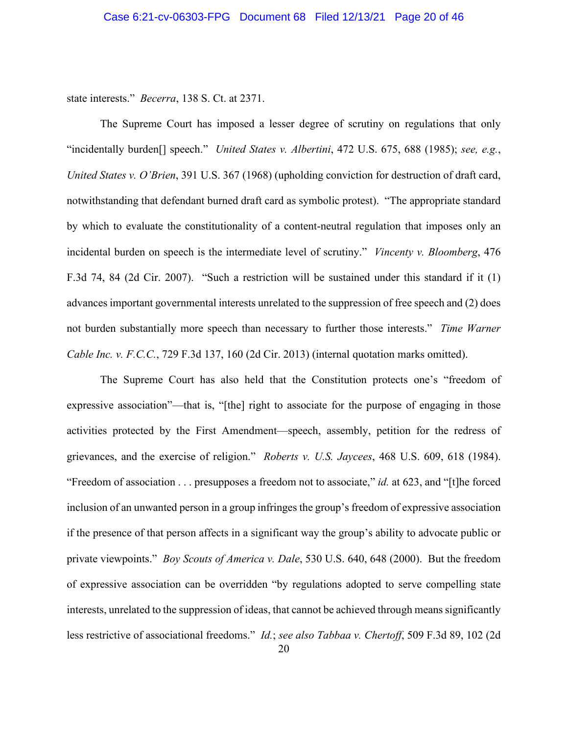state interests." *Becerra*, 138 S. Ct. at 2371.

The Supreme Court has imposed a lesser degree of scrutiny on regulations that only "incidentally burden[] speech." *United States v. Albertini*, 472 U.S. 675, 688 (1985); *see, e.g.*, *United States v. O'Brien*, 391 U.S. 367 (1968) (upholding conviction for destruction of draft card, notwithstanding that defendant burned draft card as symbolic protest). "The appropriate standard by which to evaluate the constitutionality of a content-neutral regulation that imposes only an incidental burden on speech is the intermediate level of scrutiny." *Vincenty v. Bloomberg*, 476 F.3d 74, 84 (2d Cir. 2007). "Such a restriction will be sustained under this standard if it (1) advances important governmental interests unrelated to the suppression of free speech and (2) does not burden substantially more speech than necessary to further those interests." *Time Warner Cable Inc. v. F.C.C.*, 729 F.3d 137, 160 (2d Cir. 2013) (internal quotation marks omitted).

The Supreme Court has also held that the Constitution protects one's "freedom of expressive association"—that is, "[the] right to associate for the purpose of engaging in those activities protected by the First Amendment—speech, assembly, petition for the redress of grievances, and the exercise of religion." *Roberts v. U.S. Jaycees*, 468 U.S. 609, 618 (1984). "Freedom of association . . . presupposes a freedom not to associate," *id.* at 623, and "[t]he forced inclusion of an unwanted person in a group infringes the group's freedom of expressive association if the presence of that person affects in a significant way the group's ability to advocate public or private viewpoints." *Boy Scouts of America v. Dale*, 530 U.S. 640, 648 (2000). But the freedom of expressive association can be overridden "by regulations adopted to serve compelling state interests, unrelated to the suppression of ideas, that cannot be achieved through means significantly less restrictive of associational freedoms." *Id.*; *see also Tabbaa v. Chertoff*, 509 F.3d 89, 102 (2d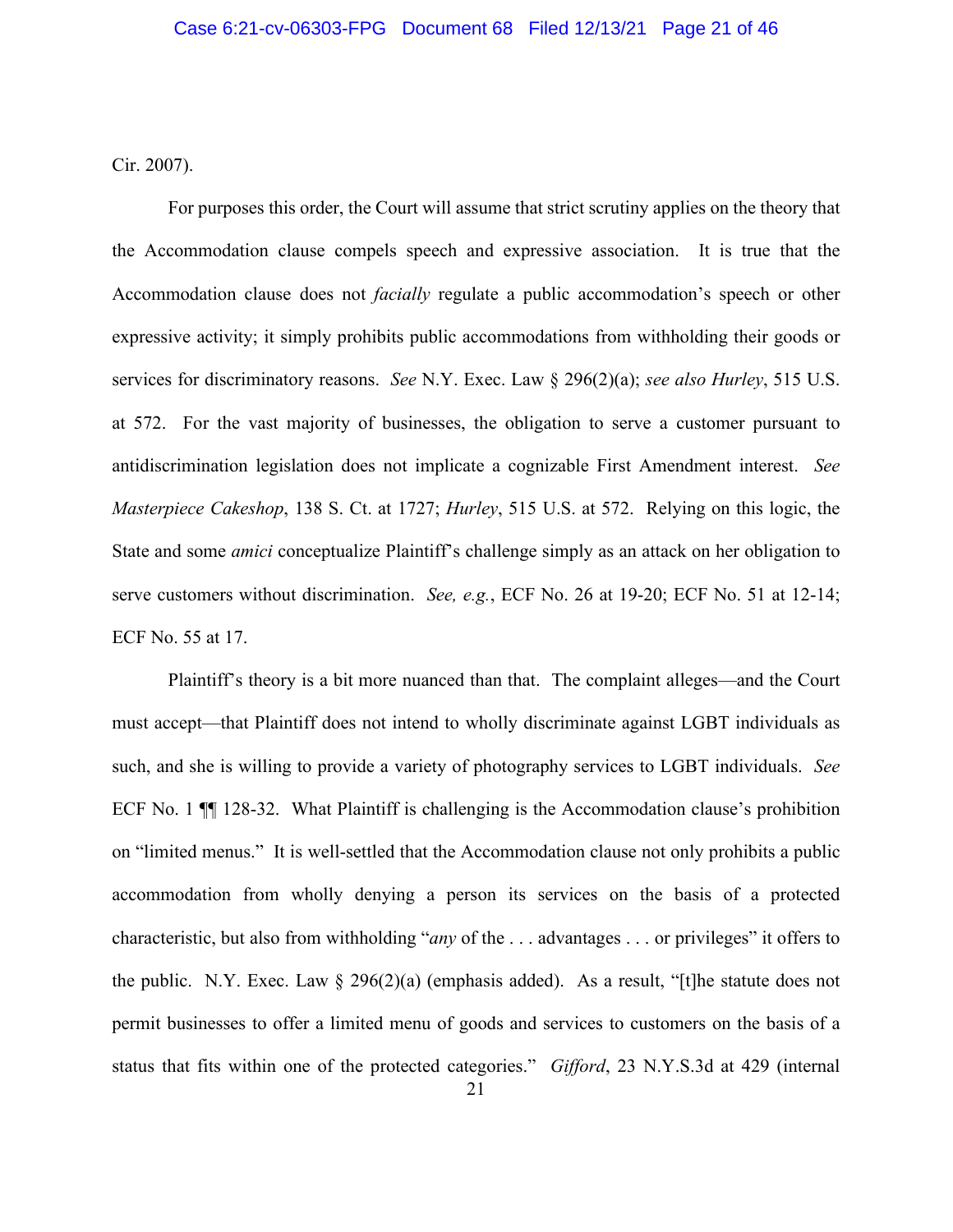Cir. 2007).

For purposes this order, the Court will assume that strict scrutiny applies on the theory that the Accommodation clause compels speech and expressive association. It is true that the Accommodation clause does not *facially* regulate a public accommodation's speech or other expressive activity; it simply prohibits public accommodations from withholding their goods or services for discriminatory reasons. *See* N.Y. Exec. Law § 296(2)(a); *see also Hurley*, 515 U.S. at 572. For the vast majority of businesses, the obligation to serve a customer pursuant to antidiscrimination legislation does not implicate a cognizable First Amendment interest. *See Masterpiece Cakeshop*, 138 S. Ct. at 1727; *Hurley*, 515 U.S. at 572. Relying on this logic, the State and some *amici* conceptualize Plaintiff's challenge simply as an attack on her obligation to serve customers without discrimination. *See, e.g.*, ECF No. 26 at 19-20; ECF No. 51 at 12-14; ECF No. 55 at 17.

Plaintiff's theory is a bit more nuanced than that. The complaint alleges—and the Court must accept—that Plaintiff does not intend to wholly discriminate against LGBT individuals as such, and she is willing to provide a variety of photography services to LGBT individuals. *See* ECF No. 1 ¶¶ 128-32. What Plaintiff is challenging is the Accommodation clause's prohibition on "limited menus." It is well-settled that the Accommodation clause not only prohibits a public accommodation from wholly denying a person its services on the basis of a protected characteristic, but also from withholding "*any* of the . . . advantages . . . or privileges" it offers to the public. N.Y. Exec. Law § 296(2)(a) (emphasis added). As a result, "[t]he statute does not permit businesses to offer a limited menu of goods and services to customers on the basis of a status that fits within one of the protected categories." *Gifford*, 23 N.Y.S.3d at 429 (internal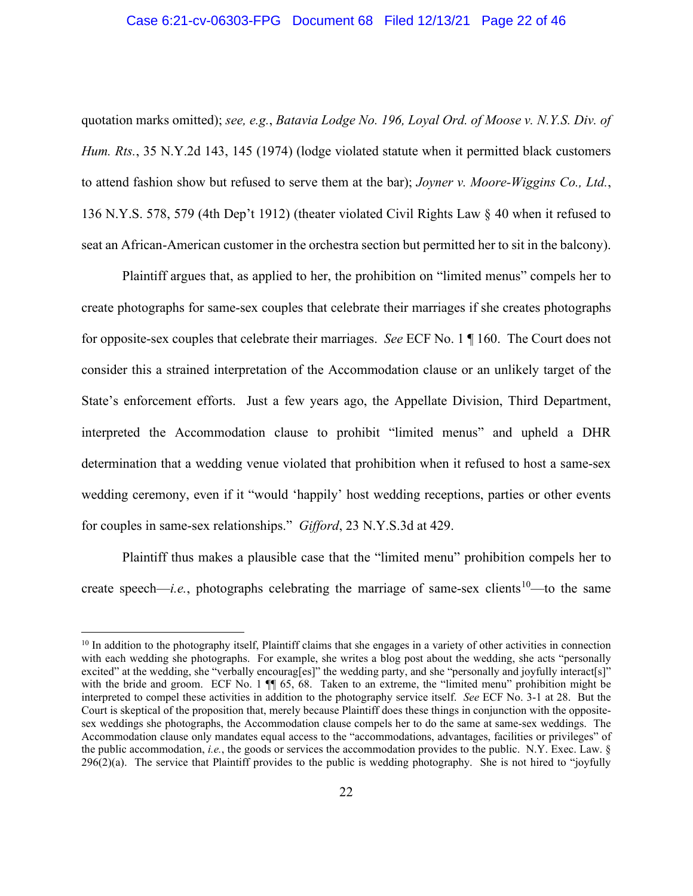quotation marks omitted); *see, e.g.*, *Batavia Lodge No. 196, Loyal Ord. of Moose v. N.Y.S. Div. of Hum. Rts.*, 35 N.Y.2d 143, 145 (1974) (lodge violated statute when it permitted black customers to attend fashion show but refused to serve them at the bar); *Joyner v. Moore-Wiggins Co., Ltd.*, 136 N.Y.S. 578, 579 (4th Dep't 1912) (theater violated Civil Rights Law § 40 when it refused to seat an African-American customer in the orchestra section but permitted her to sit in the balcony).

Plaintiff argues that, as applied to her, the prohibition on "limited menus" compels her to create photographs for same-sex couples that celebrate their marriages if she creates photographs for opposite-sex couples that celebrate their marriages. *See* ECF No. 1 ¶ 160. The Court does not consider this a strained interpretation of the Accommodation clause or an unlikely target of the State's enforcement efforts. Just a few years ago, the Appellate Division, Third Department, interpreted the Accommodation clause to prohibit "limited menus" and upheld a DHR determination that a wedding venue violated that prohibition when it refused to host a same-sex wedding ceremony, even if it "would 'happily' host wedding receptions, parties or other events for couples in same-sex relationships." *Gifford*, 23 N.Y.S.3d at 429.

Plaintiff thus makes a plausible case that the "limited menu" prohibition compels her to create speech—*i.e.*, photographs celebrating the marriage of same-sex clients[10]—to the same

[10] In addition to the photography itself, Plaintiff claims that she engages in a variety of other activities in connection with each wedding she photographs. For example, she writes a blog post about the wedding, she acts "personally excited" at the wedding, she "verbally encourag[es]" the wedding party, and she "personally and joyfully interact[s]" with the bride and groom. ECF No. 1 ¶¶ 65, 68. Taken to an extreme, the "limited menu" prohibition might be interpreted to compel these activities in addition to the photography service itself. *See* ECF No. 3-1 at 28. But the Court is skeptical of the proposition that, merely because Plaintiff does these things in conjunction with the opposite-sex weddings she photographs, the Accommodation clause compels her to do the same at same-sex weddings. The Accommodation clause only mandates equal access to the "accommodations, advantages, facilities or privileges" of the public accommodation, *i.e.*, the goods or services the accommodation provides to the public. N.Y. Exec. Law. § 296(2)(a). The service that Plaintiff provides to the public is wedding photography. She is not hired to "joyfully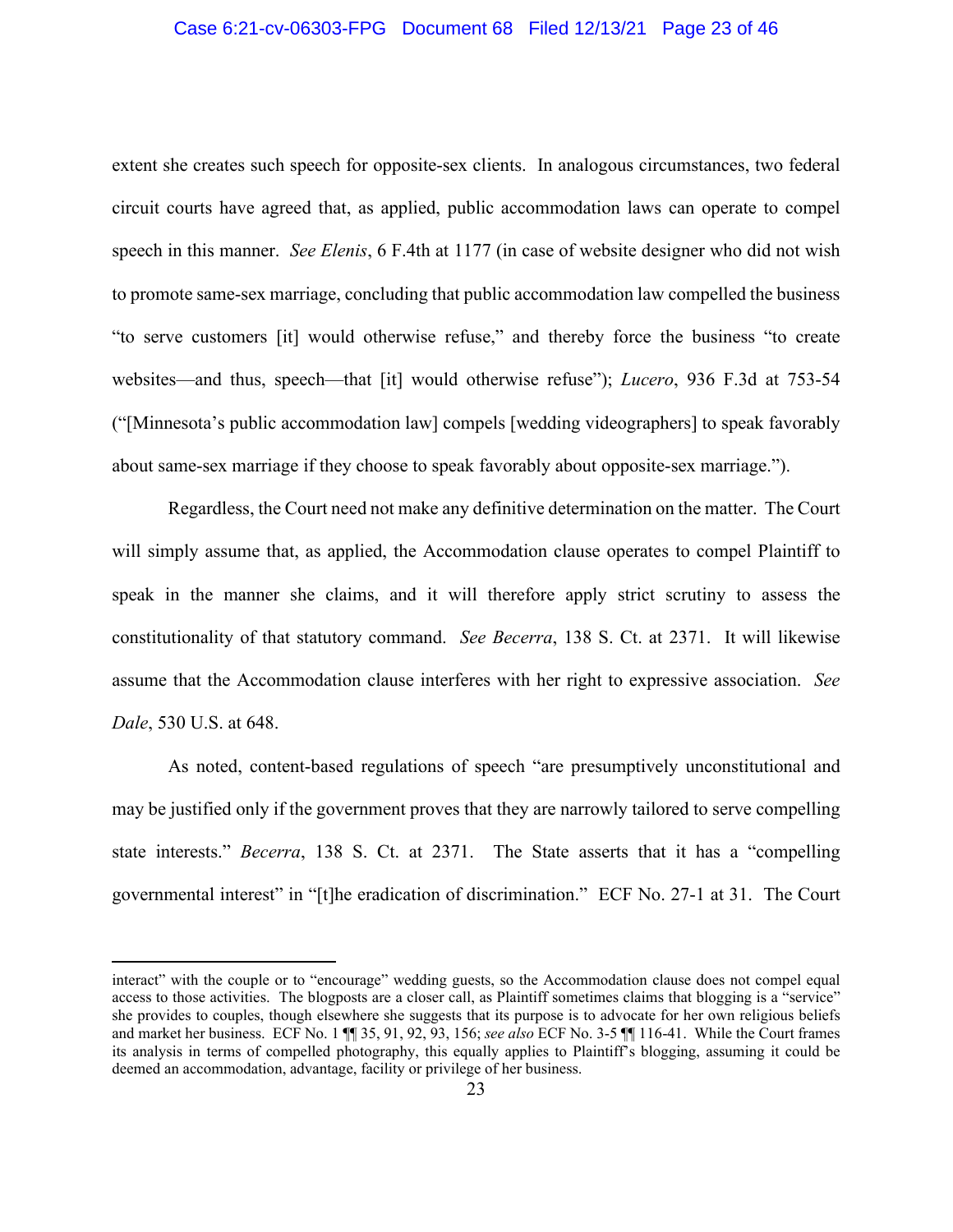extent she creates such speech for opposite-sex clients. In analogous circumstances, two federal circuit courts have agreed that, as applied, public accommodation laws can operate to compel speech in this manner. *See Elenis*, 6 F.4th at 1177 (in case of website designer who did not wish to promote same-sex marriage, concluding that public accommodation law compelled the business "to serve customers [it] would otherwise refuse," and thereby force the business "to create websites—and thus, speech—that [it] would otherwise refuse"); *Lucero*, 936 F.3d at 753-54 ("[Minnesota's public accommodation law] compels [wedding videographers] to speak favorably about same-sex marriage if they choose to speak favorably about opposite-sex marriage.").

Regardless, the Court need not make any definitive determination on the matter. The Court will simply assume that, as applied, the Accommodation clause operates to compel Plaintiff to speak in the manner she claims, and it will therefore apply strict scrutiny to assess the constitutionality of that statutory command. *See Becerra*, 138 S. Ct. at 2371. It will likewise assume that the Accommodation clause interferes with her right to expressive association. *See Dale*, 530 U.S. at 648.

As noted, content-based regulations of speech "are presumptively unconstitutional and may be justified only if the government proves that they are narrowly tailored to serve compelling state interests." *Becerra*, 138 S. Ct. at 2371. The State asserts that it has a "compelling governmental interest" in "[t]he eradication of discrimination." ECF No. 27-1 at 31. The Court

---

interact" with the couple or to "encourage" wedding guests, so the Accommodation clause does not compel equal access to those activities. The blogposts are a closer call, as Plaintiff sometimes claims that blogging is a "service" she provides to couples, though elsewhere she suggests that its purpose is to advocate for her own religious beliefs and market her business. ECF No. 1 ¶¶ 35, 91, 92, 93, 156; *see also* ECF No. 3-5 ¶¶ 116-41. While the Court frames its analysis in terms of compelled photography, this equally applies to Plaintiff's blogging, assuming it could be deemed an accommodation, advantage, facility or privilege of her business.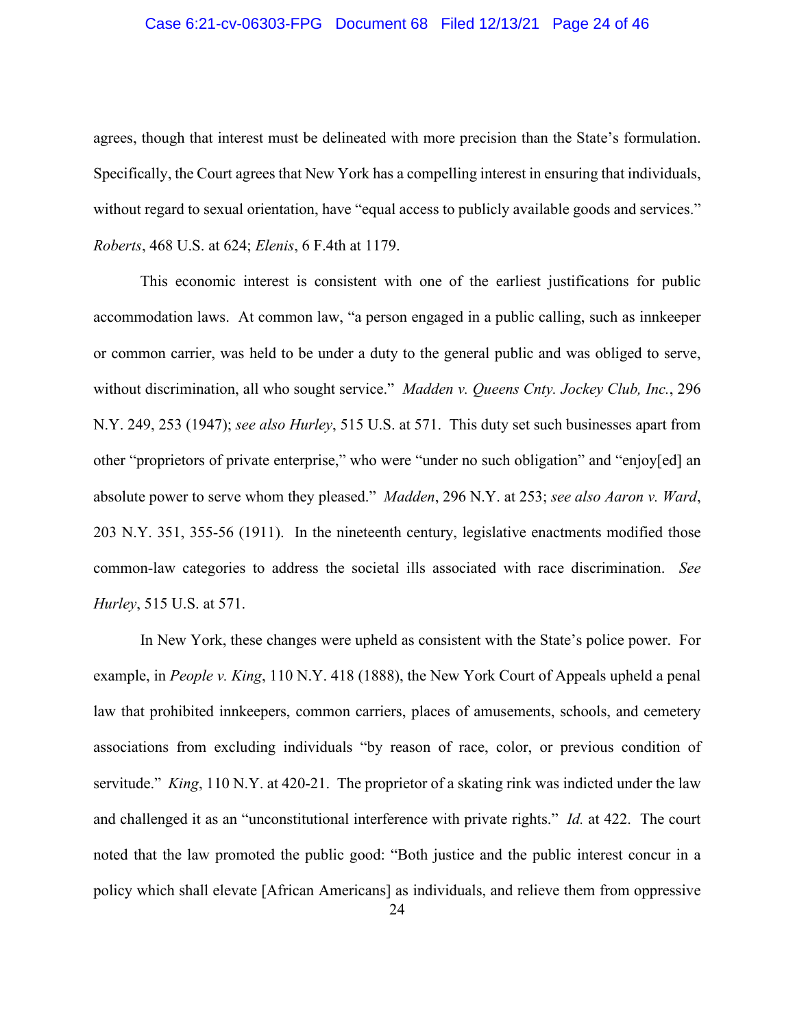agrees, though that interest must be delineated with more precision than the State's formulation. Specifically, the Court agrees that New York has a compelling interest in ensuring that individuals, without regard to sexual orientation, have "equal access to publicly available goods and services." *Roberts*, 468 U.S. at 624; *Elenis*, 6 F.4th at 1179.

This economic interest is consistent with one of the earliest justifications for public accommodation laws. At common law, "a person engaged in a public calling, such as innkeeper or common carrier, was held to be under a duty to the general public and was obliged to serve, without discrimination, all who sought service." *Madden v. Queens Cnty. Jockey Club, Inc.*, 296 N.Y. 249, 253 (1947); *see also Hurley*, 515 U.S. at 571. This duty set such businesses apart from other "proprietors of private enterprise," who were "under no such obligation" and "enjoy[ed] an absolute power to serve whom they pleased." *Madden*, 296 N.Y. at 253; *see also Aaron v. Ward*, 203 N.Y. 351, 355-56 (1911). In the nineteenth century, legislative enactments modified those common-law categories to address the societal ills associated with race discrimination. *See Hurley*, 515 U.S. at 571.

In New York, these changes were upheld as consistent with the State's police power. For example, in *People v. King*, 110 N.Y. 418 (1888), the New York Court of Appeals upheld a penal law that prohibited innkeepers, common carriers, places of amusements, schools, and cemetery associations from excluding individuals "by reason of race, color, or previous condition of servitude." *King*, 110 N.Y. at 420-21. The proprietor of a skating rink was indicted under the law and challenged it as an "unconstitutional interference with private rights." *Id.* at 422. The court noted that the law promoted the public good: "Both justice and the public interest concur in a policy which shall elevate [African Americans] as individuals, and relieve them from oppressive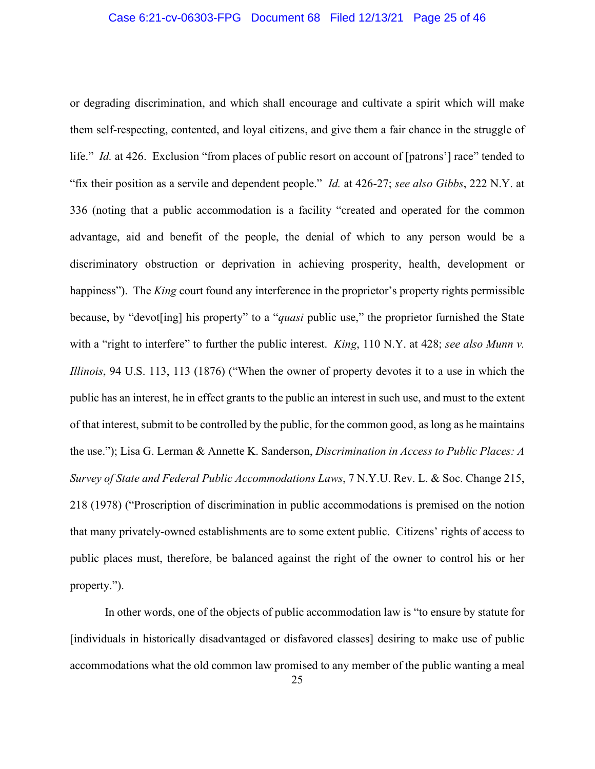or degrading discrimination, and which shall encourage and cultivate a spirit which will make them self-respecting, contented, and loyal citizens, and give them a fair chance in the struggle of life." *Id.* at 426. Exclusion "from places of public resort on account of [patrons'] race" tended to "fix their position as a servile and dependent people." *Id.* at 426-27; *see also Gibbs*, 222 N.Y. at 336 (noting that a public accommodation is a facility "created and operated for the common advantage, aid and benefit of the people, the denial of which to any person would be a discriminatory obstruction or deprivation in achieving prosperity, health, development or happiness"). The *King* court found any interference in the proprietor's property rights permissible because, by "devot[ing] his property" to a "*quasi* public use," the proprietor furnished the State with a "right to interfere" to further the public interest. *King*, 110 N.Y. at 428; *see also Munn v. Illinois*, 94 U.S. 113, 113 (1876) ("When the owner of property devotes it to a use in which the public has an interest, he in effect grants to the public an interest in such use, and must to the extent of that interest, submit to be controlled by the public, for the common good, as long as he maintains the use."); Lisa G. Lerman & Annette K. Sanderson, *Discrimination in Access to Public Places: A Survey of State and Federal Public Accommodations Laws*, 7 N.Y.U. Rev. L. & Soc. Change 215, 218 (1978) ("Proscription of discrimination in public accommodations is premised on the notion that many privately-owned establishments are to some extent public. Citizens' rights of access to public places must, therefore, be balanced against the right of the owner to control his or her property.").

In other words, one of the objects of public accommodation law is "to ensure by statute for [individuals in historically disadvantaged or disfavored classes] desiring to make use of public accommodations what the old common law promised to any member of the public wanting a meal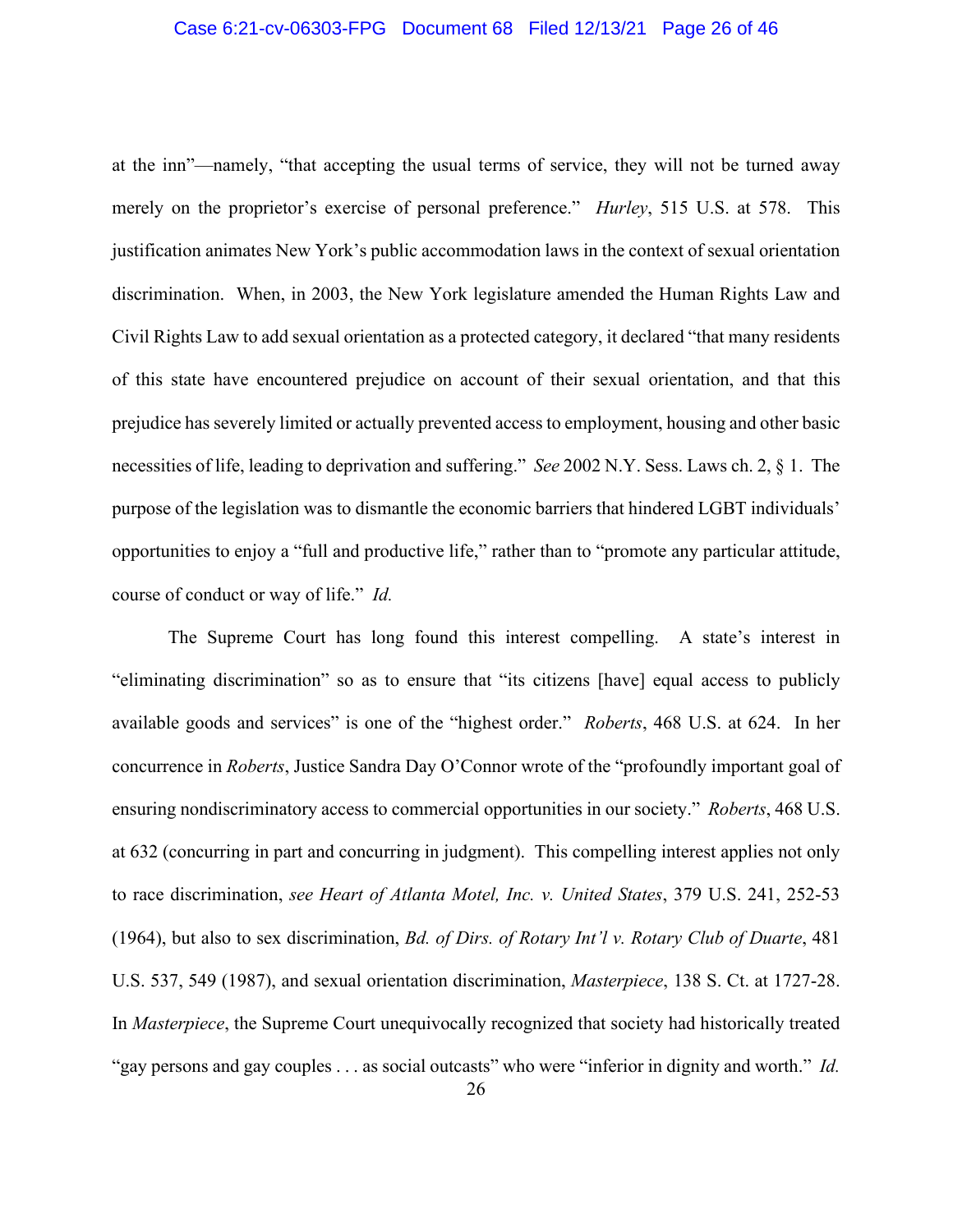at the inn"—namely, "that accepting the usual terms of service, they will not be turned away merely on the proprietor's exercise of personal preference." *Hurley*, 515 U.S. at 578. This justification animates New York's public accommodation laws in the context of sexual orientation discrimination. When, in 2003, the New York legislature amended the Human Rights Law and Civil Rights Law to add sexual orientation as a protected category, it declared "that many residents of this state have encountered prejudice on account of their sexual orientation, and that this prejudice has severely limited or actually prevented access to employment, housing and other basic necessities of life, leading to deprivation and suffering." *See* 2002 N.Y. Sess. Laws ch. 2, § 1. The purpose of the legislation was to dismantle the economic barriers that hindered LGBT individuals' opportunities to enjoy a "full and productive life," rather than to "promote any particular attitude, course of conduct or way of life." *Id.*

The Supreme Court has long found this interest compelling. A state's interest in "eliminating discrimination" so as to ensure that "its citizens [have] equal access to publicly available goods and services" is one of the "highest order." *Roberts*, 468 U.S. at 624. In her concurrence in *Roberts*, Justice Sandra Day O'Connor wrote of the "profoundly important goal of ensuring nondiscriminatory access to commercial opportunities in our society." *Roberts*, 468 U.S. at 632 (concurring in part and concurring in judgment). This compelling interest applies not only to race discrimination, *see Heart of Atlanta Motel, Inc. v. United States*, 379 U.S. 241, 252-53 (1964), but also to sex discrimination, *Bd. of Dirs. of Rotary Int'l v. Rotary Club of Duarte*, 481 U.S. 537, 549 (1987), and sexual orientation discrimination, *Masterpiece*, 138 S. Ct. at 1727-28. In *Masterpiece*, the Supreme Court unequivocally recognized that society had historically treated "gay persons and gay couples . . . as social outcasts" who were "inferior in dignity and worth." *Id.*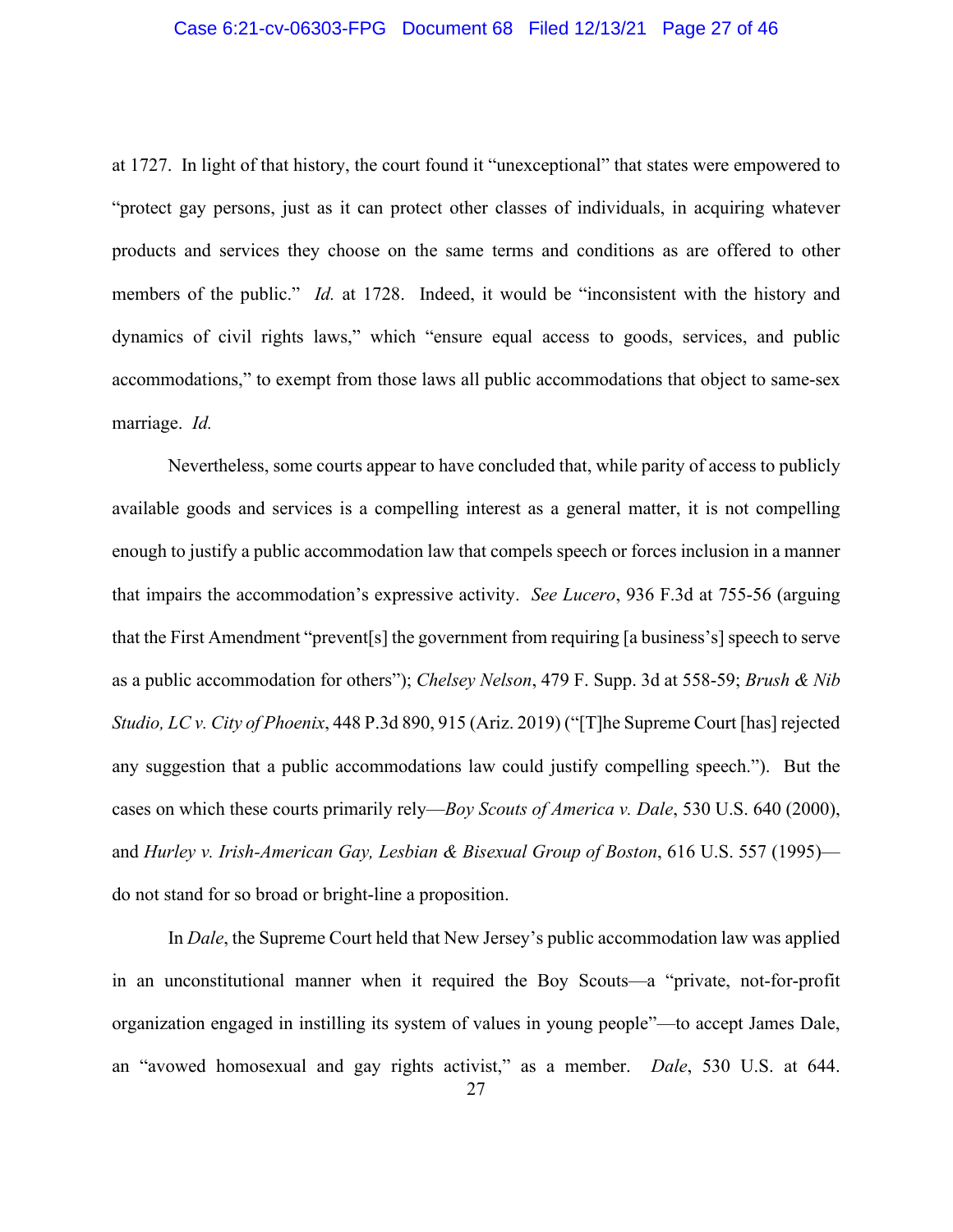at 1727. In light of that history, the court found it "unexceptional" that states were empowered to "protect gay persons, just as it can protect other classes of individuals, in acquiring whatever products and services they choose on the same terms and conditions as are offered to other members of the public." *Id.* at 1728. Indeed, it would be "inconsistent with the history and dynamics of civil rights laws," which "ensure equal access to goods, services, and public accommodations," to exempt from those laws all public accommodations that object to same-sex marriage. *Id.*

Nevertheless, some courts appear to have concluded that, while parity of access to publicly available goods and services is a compelling interest as a general matter, it is not compelling enough to justify a public accommodation law that compels speech or forces inclusion in a manner that impairs the accommodation's expressive activity. *See Lucero*, 936 F.3d at 755-56 (arguing that the First Amendment "prevent[s] the government from requiring [a business's] speech to serve as a public accommodation for others"); *Chelsey Nelson*, 479 F. Supp. 3d at 558-59; *Brush & Nib Studio, LC v. City of Phoenix*, 448 P.3d 890, 915 (Ariz. 2019) ("[T]he Supreme Court [has] rejected any suggestion that a public accommodations law could justify compelling speech."). But the cases on which these courts primarily rely—*Boy Scouts of America v. Dale*, 530 U.S. 640 (2000), and *Hurley v. Irish-American Gay, Lesbian & Bisexual Group of Boston*, 616 U.S. 557 (1995)—do not stand for so broad or bright-line a proposition.

In *Dale*, the Supreme Court held that New Jersey's public accommodation law was applied in an unconstitutional manner when it required the Boy Scouts—a "private, not-for-profit organization engaged in instilling its system of values in young people"—to accept James Dale, an "avowed homosexual and gay rights activist," as a member. *Dale*, 530 U.S. at 644.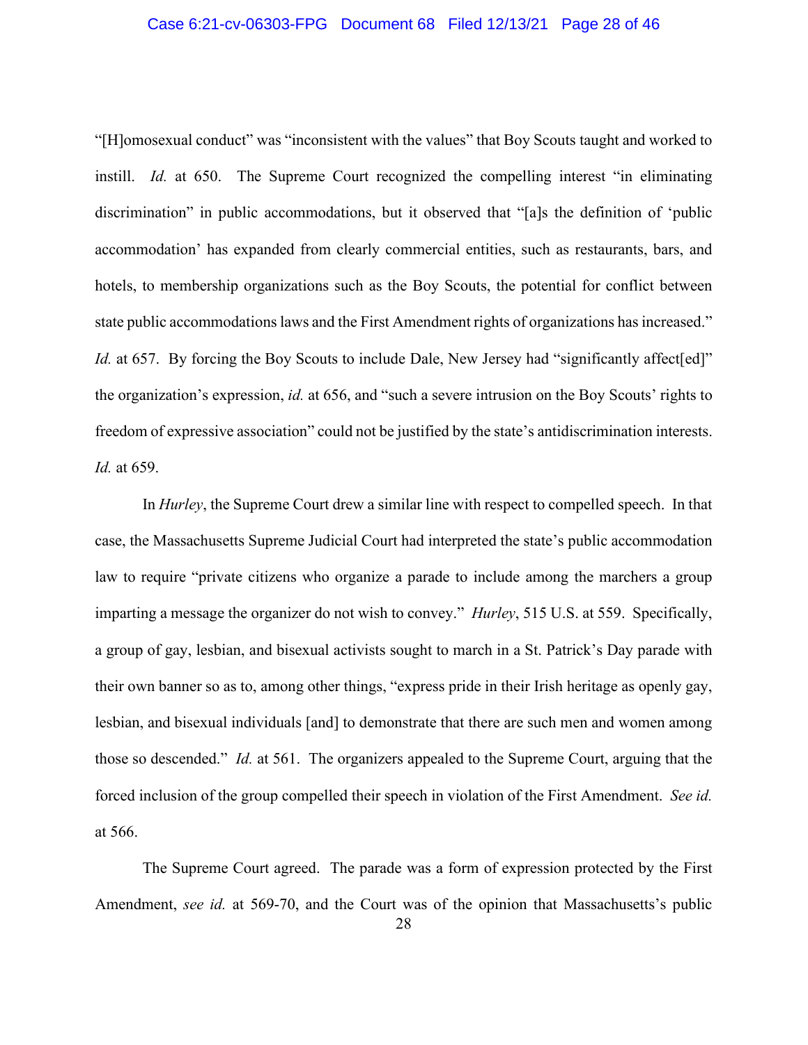"[H]omosexual conduct" was "inconsistent with the values" that Boy Scouts taught and worked to instill. *Id.* at 650. The Supreme Court recognized the compelling interest "in eliminating discrimination" in public accommodations, but it observed that "[a]s the definition of 'public accommodation' has expanded from clearly commercial entities, such as restaurants, bars, and hotels, to membership organizations such as the Boy Scouts, the potential for conflict between state public accommodations laws and the First Amendment rights of organizations has increased." *Id.* at 657. By forcing the Boy Scouts to include Dale, New Jersey had "significantly affect[ed]" the organization's expression, *id.* at 656, and "such a severe intrusion on the Boy Scouts' rights to freedom of expressive association" could not be justified by the state's antidiscrimination interests. *Id.* at 659.

In *Hurley*, the Supreme Court drew a similar line with respect to compelled speech. In that case, the Massachusetts Supreme Judicial Court had interpreted the state's public accommodation law to require "private citizens who organize a parade to include among the marchers a group imparting a message the organizer do not wish to convey." *Hurley*, 515 U.S. at 559. Specifically, a group of gay, lesbian, and bisexual activists sought to march in a St. Patrick's Day parade with their own banner so as to, among other things, "express pride in their Irish heritage as openly gay, lesbian, and bisexual individuals [and] to demonstrate that there are such men and women among those so descended." *Id.* at 561. The organizers appealed to the Supreme Court, arguing that the forced inclusion of the group compelled their speech in violation of the First Amendment. *See id.* at 566.

The Supreme Court agreed. The parade was a form of expression protected by the First Amendment, *see id.* at 569-70, and the Court was of the opinion that Massachusetts's public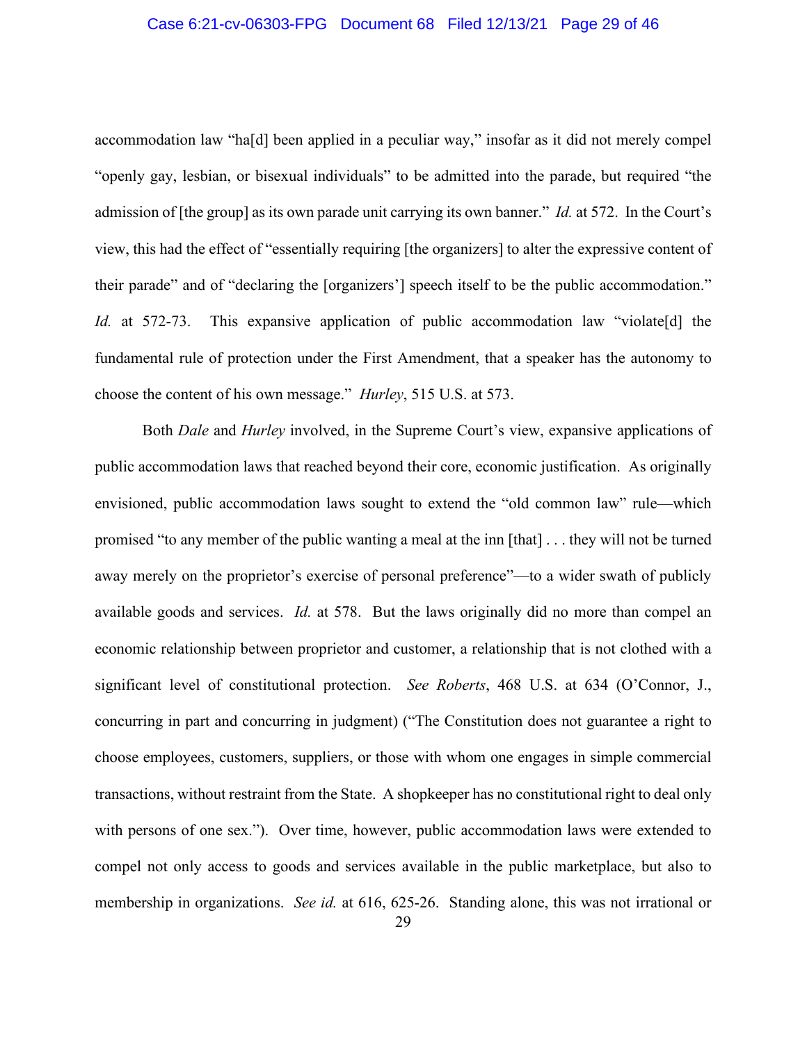accommodation law "ha[d] been applied in a peculiar way," insofar as it did not merely compel "openly gay, lesbian, or bisexual individuals" to be admitted into the parade, but required "the admission of [the group] as its own parade unit carrying its own banner." *Id.* at 572. In the Court's view, this had the effect of "essentially requiring [the organizers] to alter the expressive content of their parade" and of "declaring the [organizers'] speech itself to be the public accommodation." *Id.* at 572-73. This expansive application of public accommodation law "violate[d] the fundamental rule of protection under the First Amendment, that a speaker has the autonomy to choose the content of his own message." *Hurley*, 515 U.S. at 573.

Both *Dale* and *Hurley* involved, in the Supreme Court's view, expansive applications of public accommodation laws that reached beyond their core, economic justification. As originally envisioned, public accommodation laws sought to extend the "old common law" rule—which promised "to any member of the public wanting a meal at the inn [that] . . . they will not be turned away merely on the proprietor's exercise of personal preference"—to a wider swath of publicly available goods and services. *Id.* at 578. But the laws originally did no more than compel an economic relationship between proprietor and customer, a relationship that is not clothed with a significant level of constitutional protection. *See Roberts*, 468 U.S. at 634 (O'Connor, J., concurring in part and concurring in judgment) ("The Constitution does not guarantee a right to choose employees, customers, suppliers, or those with whom one engages in simple commercial transactions, without restraint from the State. A shopkeeper has no constitutional right to deal only with persons of one sex."). Over time, however, public accommodation laws were extended to compel not only access to goods and services available in the public marketplace, but also to membership in organizations. *See id.* at 616, 625-26. Standing alone, this was not irrational or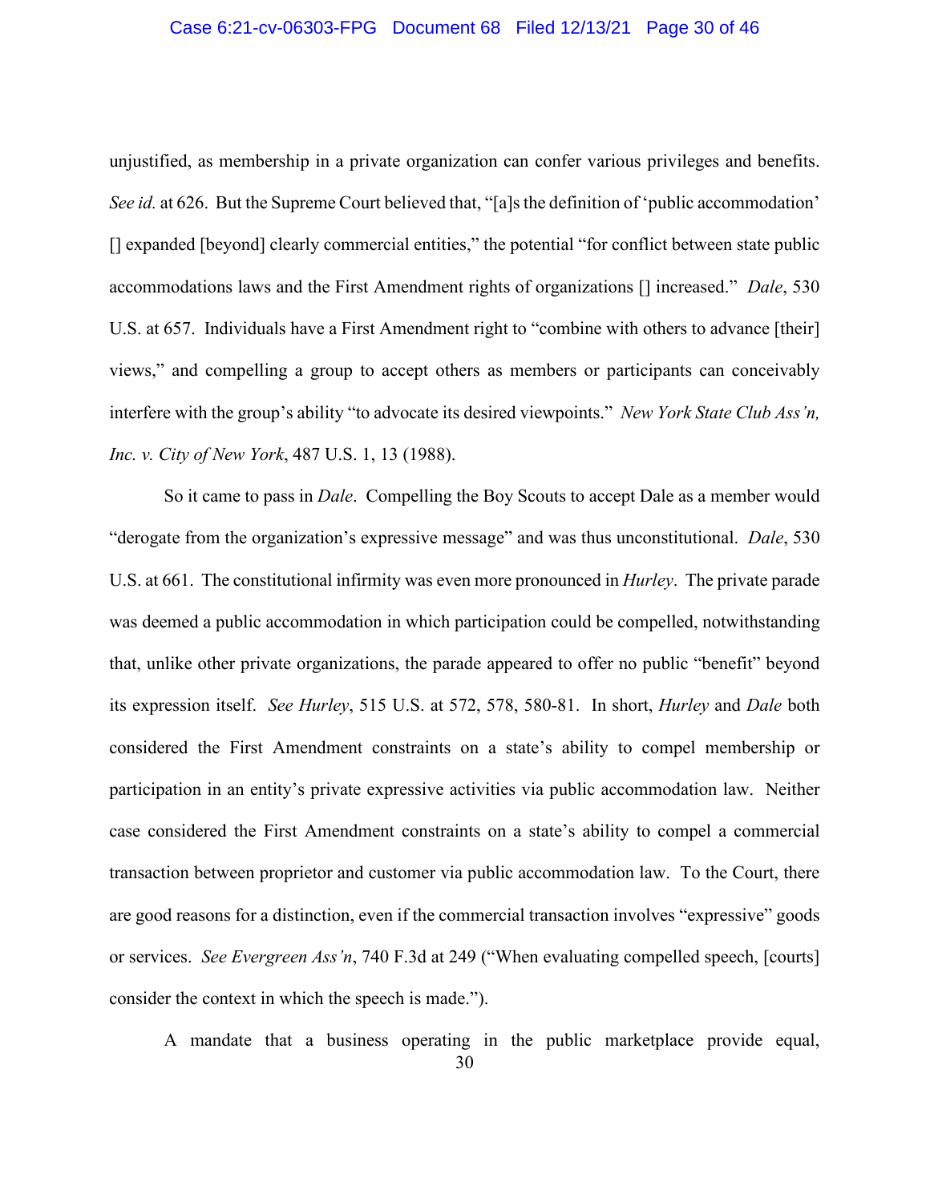unjustified, as membership in a private organization can confer various privileges and benefits. *See id.* at 626. But the Supreme Court believed that, "[a]s the definition of 'public accommodation' [] expanded [beyond] clearly commercial entities," the potential "for conflict between state public accommodations laws and the First Amendment rights of organizations [] increased." *Dale*, 530 U.S. at 657. Individuals have a First Amendment right to "combine with others to advance [their] views," and compelling a group to accept others as members or participants can conceivably interfere with the group's ability "to advocate its desired viewpoints." *New York State Club Ass'n, Inc. v. City of New York*, 487 U.S. 1, 13 (1988).

So it came to pass in *Dale*. Compelling the Boy Scouts to accept Dale as a member would "derogate from the organization's expressive message" and was thus unconstitutional. *Dale*, 530 U.S. at 661. The constitutional infirmity was even more pronounced in *Hurley*. The private parade was deemed a public accommodation in which participation could be compelled, notwithstanding that, unlike other private organizations, the parade appeared to offer no public "benefit" beyond its expression itself. *See Hurley*, 515 U.S. at 572, 578, 580-81. In short, *Hurley* and *Dale* both considered the First Amendment constraints on a state's ability to compel membership or participation in an entity's private expressive activities via public accommodation law. Neither case considered the First Amendment constraints on a state's ability to compel a commercial transaction between proprietor and customer via public accommodation law. To the Court, there are good reasons for a distinction, even if the commercial transaction involves "expressive" goods or services. *See Evergreen Ass'n*, 740 F.3d at 249 ("When evaluating compelled speech, [courts] consider the context in which the speech is made.").

A mandate that a business operating in the public marketplace provide equal,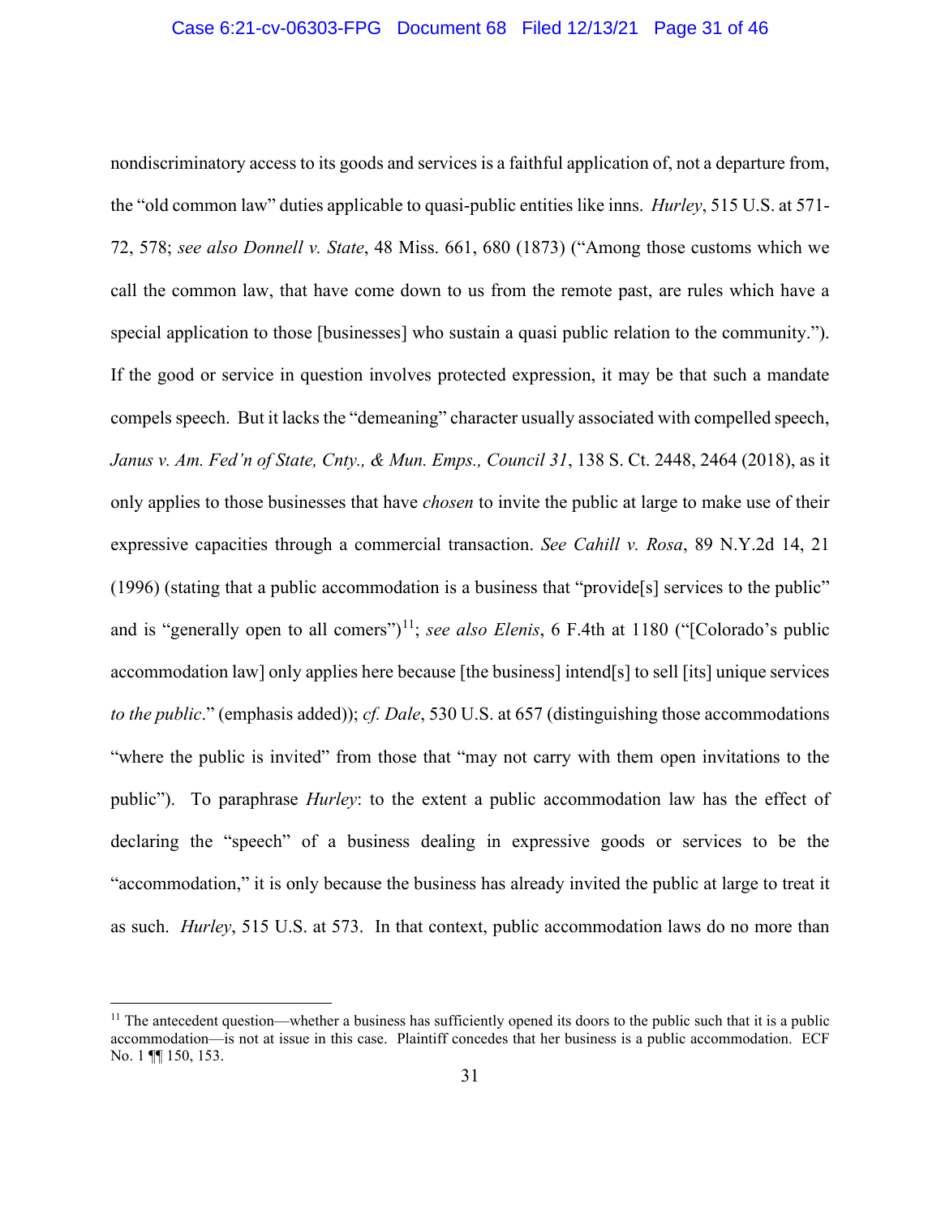nondiscriminatory access to its goods and services is a faithful application of, not a departure from, the "old common law" duties applicable to quasi-public entities like inns. *Hurley*, 515 U.S. at 571-72, 578; *see also Donnell v. State*, 48 Miss. 661, 680 (1873) ("Among those customs which we call the common law, that have come down to us from the remote past, are rules which have a special application to those [businesses] who sustain a quasi public relation to the community."). If the good or service in question involves protected expression, it may be that such a mandate compels speech. But it lacks the "demeaning" character usually associated with compelled speech, *Janus v. Am. Fed'n of State, Cnty., & Mun. Emps., Council 31*, 138 S. Ct. 2448, 2464 (2018), as it only applies to those businesses that have *chosen* to invite the public at large to make use of their expressive capacities through a commercial transaction. *See Cahill v. Rosa*, 89 N.Y.2d 14, 21 (1996) (stating that a public accommodation is a business that "provide[s] services to the public" and is "generally open to all comers")[11]; *see also Elenis*, 6 F.4th at 1180 ("[Colorado's public accommodation law] only applies here because [the business] intend[s] to sell [its] unique services *to the public*." (emphasis added)); *cf. Dale*, 530 U.S. at 657 (distinguishing those accommodations "where the public is invited" from those that "may not carry with them open invitations to the public"). To paraphrase *Hurley*: to the extent a public accommodation law has the effect of declaring the "speech" of a business dealing in expressive goods or services to be the "accommodation," it is only because the business has already invited the public at large to treat it as such. *Hurley*, 515 U.S. at 573. In that context, public accommodation laws do no more than

[11] The antecedent question—whether a business has sufficiently opened its doors to the public such that it is a public accommodation—is not at issue in this case. Plaintiff concedes that her business is a public accommodation. ECF No. 1 ¶¶ 150, 153.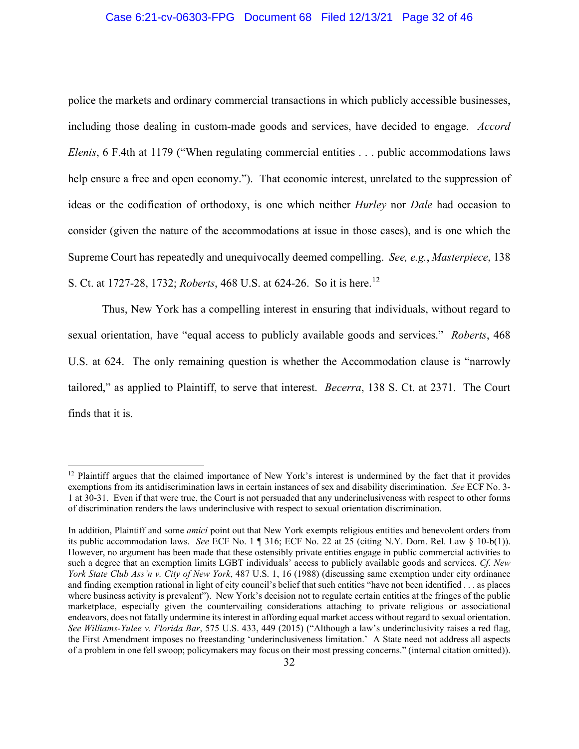police the markets and ordinary commercial transactions in which publicly accessible businesses, including those dealing in custom-made goods and services, have decided to engage. *Accord Elenis*, 6 F.4th at 1179 ("When regulating commercial entities . . . public accommodations laws help ensure a free and open economy."). That economic interest, unrelated to the suppression of ideas or the codification of orthodoxy, is one which neither *Hurley* nor *Dale* had occasion to consider (given the nature of the accommodations at issue in those cases), and is one which the Supreme Court has repeatedly and unequivocally deemed compelling. *See, e.g.*, *Masterpiece*, 138 S. Ct. at 1727-28, 1732; *Roberts*, 468 U.S. at 624-26. So it is here.[12]

Thus, New York has a compelling interest in ensuring that individuals, without regard to sexual orientation, have "equal access to publicly available goods and services." *Roberts*, 468 U.S. at 624. The only remaining question is whether the Accommodation clause is "narrowly tailored," as applied to Plaintiff, to serve that interest. *Becerra*, 138 S. Ct. at 2371. The Court finds that it is.

---

[12] Plaintiff argues that the claimed importance of New York's interest is undermined by the fact that it provides exemptions from its antidiscrimination laws in certain instances of sex and disability discrimination. *See* ECF No. 3-1 at 30-31. Even if that were true, the Court is not persuaded that any underinclusiveness with respect to other forms of discrimination renders the laws underinclusive with respect to sexual orientation discrimination.

In addition, Plaintiff and some *amici* point out that New York exempts religious entities and benevolent orders from its public accommodation laws. *See* ECF No. 1 ¶ 316; ECF No. 22 at 25 (citing N.Y. Dom. Rel. Law § 10-b(1)). However, no argument has been made that these ostensibly private entities engage in public commercial activities to such a degree that an exemption limits LGBT individuals' access to publicly available goods and services. *Cf. New York State Club Ass'n v. City of New York*, 487 U.S. 1, 16 (1988) (discussing same exemption under city ordinance and finding exemption rational in light of city council's belief that such entities "have not been identified . . . as places where business activity is prevalent"). New York's decision not to regulate certain entities at the fringes of the public marketplace, especially given the countervailing considerations attaching to private religious or associational endeavors, does not fatally undermine its interest in affording equal market access without regard to sexual orientation. *See Williams-Yulee v. Florida Bar*, 575 U.S. 433, 449 (2015) ("Although a law's underinclusivity raises a red flag, the First Amendment imposes no freestanding 'underinclusiveness limitation.' A State need not address all aspects of a problem in one fell swoop; policymakers may focus on their most pressing concerns." (internal citation omitted)).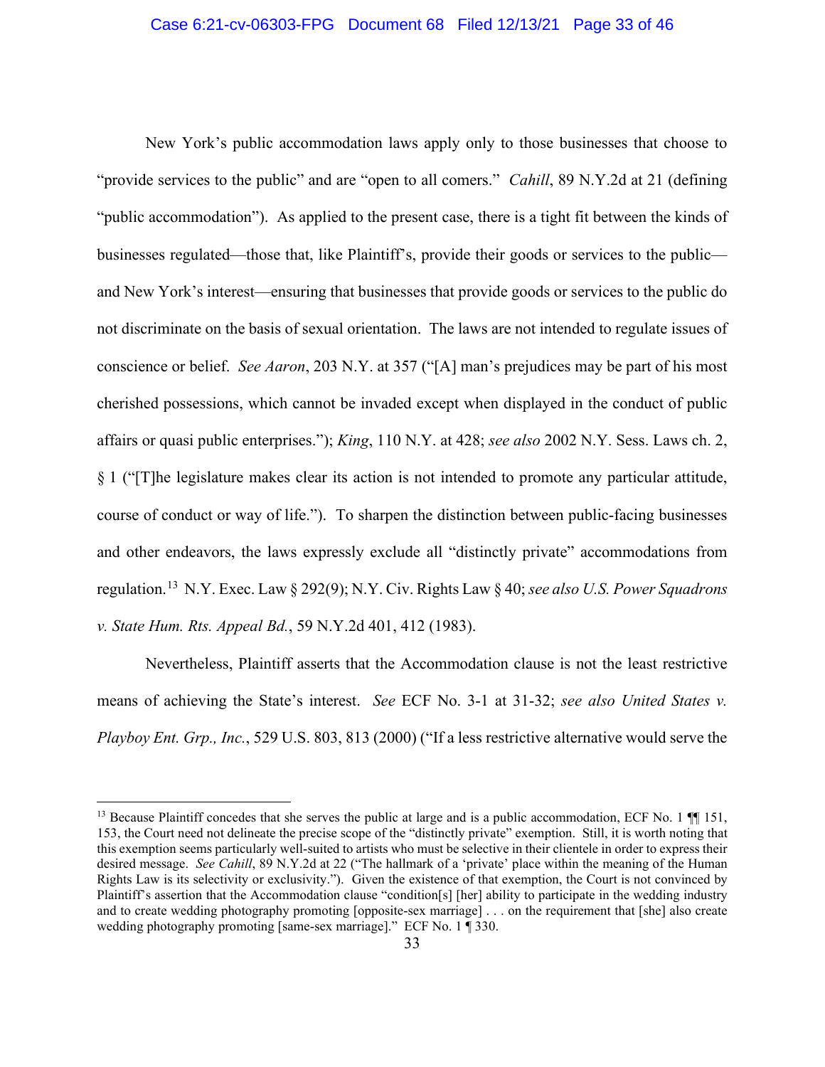New York's public accommodation laws apply only to those businesses that choose to "provide services to the public" and are "open to all comers." *Cahill*, 89 N.Y.2d at 21 (defining "public accommodation"). As applied to the present case, there is a tight fit between the kinds of businesses regulated—those that, like Plaintiff's, provide their goods or services to the public—and New York's interest—ensuring that businesses that provide goods or services to the public do not discriminate on the basis of sexual orientation. The laws are not intended to regulate issues of conscience or belief. *See Aaron*, 203 N.Y. at 357 ("[A] man's prejudices may be part of his most cherished possessions, which cannot be invaded except when displayed in the conduct of public affairs or quasi public enterprises."); *King*, 110 N.Y. at 428; *see also* 2002 N.Y. Sess. Laws ch. 2, § 1 ("[T]he legislature makes clear its action is not intended to promote any particular attitude, course of conduct or way of life."). To sharpen the distinction between public-facing businesses and other endeavors, the laws expressly exclude all "distinctly private" accommodations from regulation.[13] N.Y. Exec. Law § 292(9); N.Y. Civ. Rights Law § 40; *see also U.S. Power Squadrons v. State Hum. Rts. Appeal Bd.*, 59 N.Y.2d 401, 412 (1983).

Nevertheless, Plaintiff asserts that the Accommodation clause is not the least restrictive means of achieving the State's interest. *See* ECF No. 3-1 at 31-32; *see also United States v. Playboy Ent. Grp., Inc.*, 529 U.S. 803, 813 (2000) ("If a less restrictive alternative would serve the

---

[13] Because Plaintiff concedes that she serves the public at large and is a public accommodation, ECF No. 1 ¶¶ 151, 153, the Court need not delineate the precise scope of the "distinctly private" exemption. Still, it is worth noting that this exemption seems particularly well-suited to artists who must be selective in their clientele in order to express their desired message. *See Cahill*, 89 N.Y.2d at 22 ("The hallmark of a 'private' place within the meaning of the Human Rights Law is its selectivity or exclusivity."). Given the existence of that exemption, the Court is not convinced by Plaintiff's assertion that the Accommodation clause "condition[s] [her] ability to participate in the wedding industry and to create wedding photography promoting [opposite-sex marriage] . . . on the requirement that [she] also create wedding photography promoting [same-sex marriage]." ECF No. 1 ¶ 330.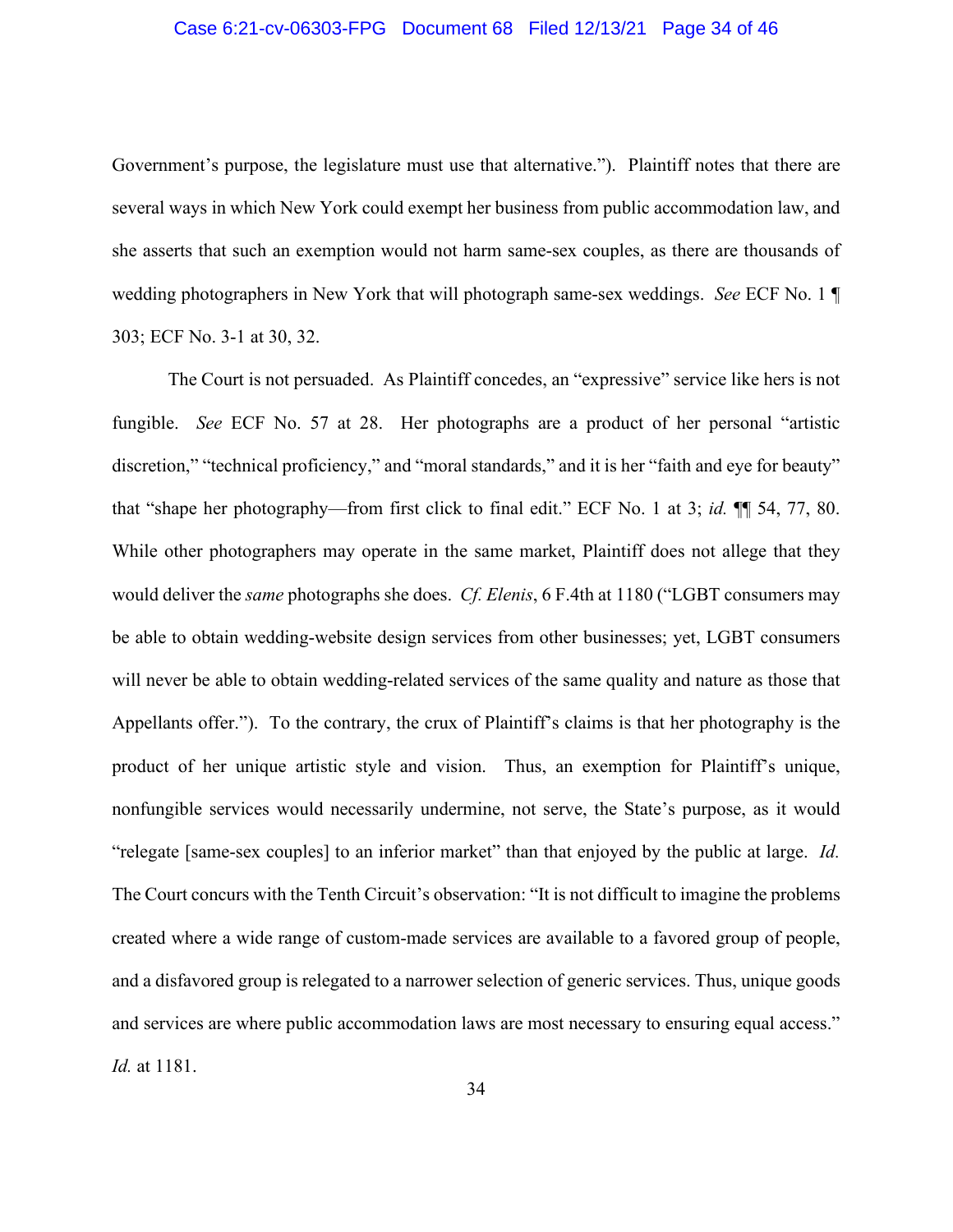Government's purpose, the legislature must use that alternative."). Plaintiff notes that there are several ways in which New York could exempt her business from public accommodation law, and she asserts that such an exemption would not harm same-sex couples, as there are thousands of wedding photographers in New York that will photograph same-sex weddings. *See* ECF No. 1 ¶ 303; ECF No. 3-1 at 30, 32.

The Court is not persuaded. As Plaintiff concedes, an "expressive" service like hers is not fungible. *See* ECF No. 57 at 28. Her photographs are a product of her personal "artistic discretion," "technical proficiency," and "moral standards," and it is her "faith and eye for beauty" that "shape her photography—from first click to final edit." ECF No. 1 at 3; *id.* ¶¶ 54, 77, 80. While other photographers may operate in the same market, Plaintiff does not allege that they would deliver the *same* photographs she does. *Cf. Elenis*, 6 F.4th at 1180 ("LGBT consumers may be able to obtain wedding-website design services from other businesses; yet, LGBT consumers will never be able to obtain wedding-related services of the same quality and nature as those that Appellants offer."). To the contrary, the crux of Plaintiff's claims is that her photography is the product of her unique artistic style and vision. Thus, an exemption for Plaintiff's unique, nonfungible services would necessarily undermine, not serve, the State's purpose, as it would "relegate [same-sex couples] to an inferior market" than that enjoyed by the public at large. *Id.* The Court concurs with the Tenth Circuit's observation: "It is not difficult to imagine the problems created where a wide range of custom-made services are available to a favored group of people, and a disfavored group is relegated to a narrower selection of generic services. Thus, unique goods and services are where public accommodation laws are most necessary to ensuring equal access." *Id.* at 1181.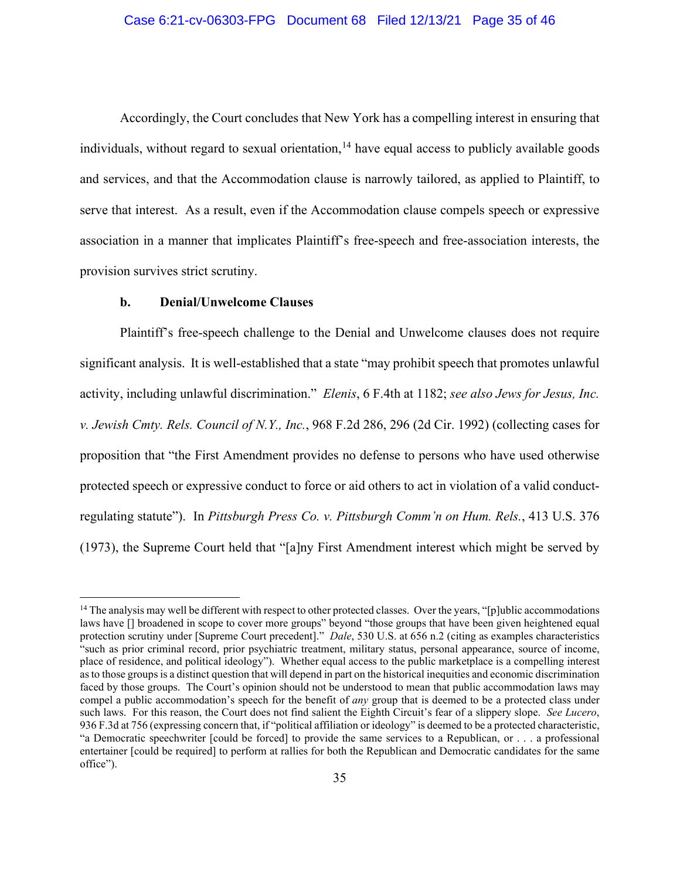Accordingly, the Court concludes that New York has a compelling interest in ensuring that individuals, without regard to sexual orientation,[14] have equal access to publicly available goods and services, and that the Accommodation clause is narrowly tailored, as applied to Plaintiff, to serve that interest. As a result, even if the Accommodation clause compels speech or expressive association in a manner that implicates Plaintiff's free-speech and free-association interests, the provision survives strict scrutiny.

**b. Denial/Unwelcome Clauses**

Plaintiff's free-speech challenge to the Denial and Unwelcome clauses does not require significant analysis. It is well-established that a state "may prohibit speech that promotes unlawful activity, including unlawful discrimination." *Elenis*, 6 F.4th at 1182; *see also Jews for Jesus, Inc. v. Jewish Cmty. Rels. Council of N.Y., Inc.*, 968 F.2d 286, 296 (2d Cir. 1992) (collecting cases for proposition that "the First Amendment provides no defense to persons who have used otherwise protected speech or expressive conduct to force or aid others to act in violation of a valid conduct-regulating statute"). In *Pittsburgh Press Co. v. Pittsburgh Comm'n on Hum. Rels.*, 413 U.S. 376 (1973), the Supreme Court held that "[a]ny First Amendment interest which might be served by

---

[14] The analysis may well be different with respect to other protected classes. Over the years, "[p]ublic accommodations laws have [] broadened in scope to cover more groups" beyond "those groups that have been given heightened equal protection scrutiny under [Supreme Court precedent]." *Dale*, 530 U.S. at 656 n.2 (citing as examples characteristics "such as prior criminal record, prior psychiatric treatment, military status, personal appearance, source of income, place of residence, and political ideology"). Whether equal access to the public marketplace is a compelling interest as to those groups is a distinct question that will depend in part on the historical inequities and economic discrimination faced by those groups. The Court's opinion should not be understood to mean that public accommodation laws may compel a public accommodation's speech for the benefit of *any* group that is deemed to be a protected class under such laws. For this reason, the Court does not find salient the Eighth Circuit's fear of a slippery slope. *See Lucero*, 936 F.3d at 756 (expressing concern that, if "political affiliation or ideology" is deemed to be a protected characteristic, "a Democratic speechwriter [could be forced] to provide the same services to a Republican, or . . . a professional entertainer [could be required] to perform at rallies for both the Republican and Democratic candidates for the same office").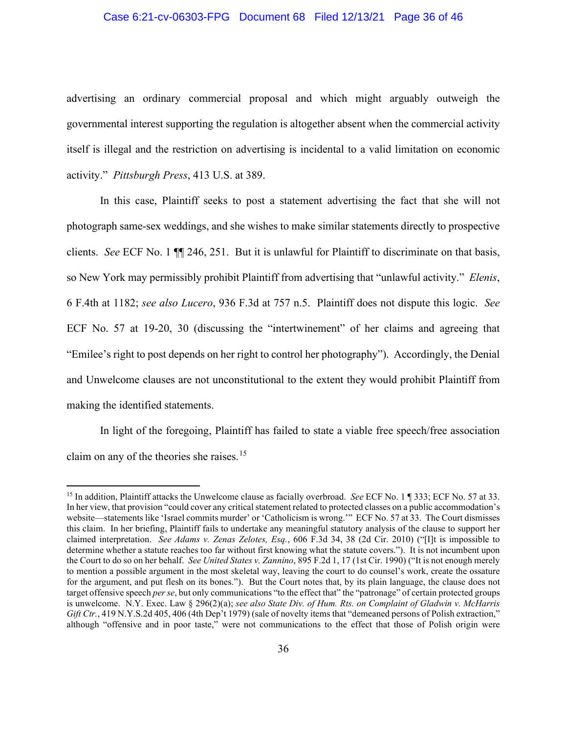advertising an ordinary commercial proposal and which might arguably outweigh the governmental interest supporting the regulation is altogether absent when the commercial activity itself is illegal and the restriction on advertising is incidental to a valid limitation on economic activity." *Pittsburgh Press*, 413 U.S. at 389.

In this case, Plaintiff seeks to post a statement advertising the fact that she will not photograph same-sex weddings, and she wishes to make similar statements directly to prospective clients. *See* ECF No. 1 ¶¶ 246, 251. But it is unlawful for Plaintiff to discriminate on that basis, so New York may permissibly prohibit Plaintiff from advertising that "unlawful activity." *Elenis*, 6 F.4th at 1182; *see also Lucero*, 936 F.3d at 757 n.5. Plaintiff does not dispute this logic. *See* ECF No. 57 at 19-20, 30 (discussing the "intertwinement" of her claims and agreeing that "Emilee's right to post depends on her right to control her photography"). Accordingly, the Denial and Unwelcome clauses are not unconstitutional to the extent they would prohibit Plaintiff from making the identified statements.

In light of the foregoing, Plaintiff has failed to state a viable free speech/free association claim on any of the theories she raises.[15]

---

[15] In addition, Plaintiff attacks the Unwelcome clause as facially overbroad. *See* ECF No. 1 ¶ 333; ECF No. 57 at 33. In her view, that provision "could cover any critical statement related to protected classes on a public accommodation's website—statements like 'Israel commits murder' or 'Catholicism is wrong.'" ECF No. 57 at 33. The Court dismisses this claim. In her briefing, Plaintiff fails to undertake any meaningful statutory analysis of the clause to support her claimed interpretation. *See Adams v. Zenas Zelotes, Esq.*, 606 F.3d 34, 38 (2d Cir. 2010) ("[I]t is impossible to determine whether a statute reaches too far without first knowing what the statute covers."). It is not incumbent upon the Court to do so on her behalf. *See United States v. Zannino*, 895 F.2d 1, 17 (1st Cir. 1990) ("It is not enough merely to mention a possible argument in the most skeletal way, leaving the court to do counsel's work, create the ossature for the argument, and put flesh on its bones."). But the Court notes that, by its plain language, the clause does not target offensive speech *per se*, but only communications "to the effect that" the "patronage" of certain protected groups is unwelcome. N.Y. Exec. Law § 296(2)(a); *see also State Div. of Hum. Rts. on Complaint of Gladwin v. McHarris Gift Ctr.*, 419 N.Y.S.2d 405, 406 (4th Dep't 1979) (sale of novelty items that "demeaned persons of Polish extraction," although "offensive and in poor taste," were not communications to the effect that those of Polish origin were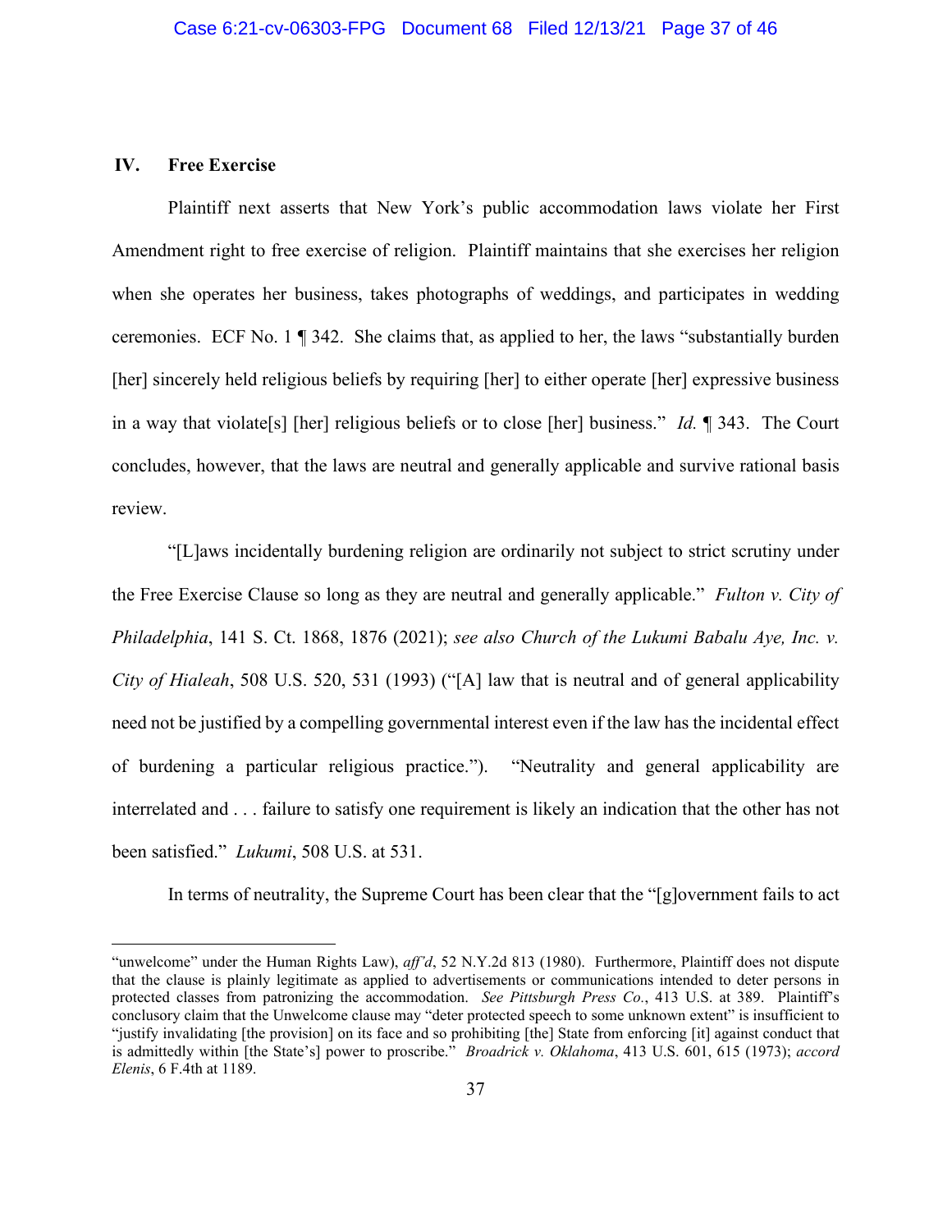## IV. Free Exercise

Plaintiff next asserts that New York's public accommodation laws violate her First Amendment right to free exercise of religion. Plaintiff maintains that she exercises her religion when she operates her business, takes photographs of weddings, and participates in wedding ceremonies. ECF No. 1 ¶ 342. She claims that, as applied to her, the laws "substantially burden [her] sincerely held religious beliefs by requiring [her] to either operate [her] expressive business in a way that violate[s] [her] religious beliefs or to close [her] business." *Id.* ¶ 343. The Court concludes, however, that the laws are neutral and generally applicable and survive rational basis review.

"[L]aws incidentally burdening religion are ordinarily not subject to strict scrutiny under the Free Exercise Clause so long as they are neutral and generally applicable." *Fulton v. City of Philadelphia*, 141 S. Ct. 1868, 1876 (2021); *see also Church of the Lukumi Babalu Aye, Inc. v. City of Hialeah*, 508 U.S. 520, 531 (1993) ("[A] law that is neutral and of general applicability need not be justified by a compelling governmental interest even if the law has the incidental effect of burdening a particular religious practice."). "Neutrality and general applicability are interrelated and . . . failure to satisfy one requirement is likely an indication that the other has not been satisfied." *Lukumi*, 508 U.S. at 531.

In terms of neutrality, the Supreme Court has been clear that the "[g]overnment fails to act

---

"unwelcome" under the Human Rights Law), *aff'd*, 52 N.Y.2d 813 (1980). Furthermore, Plaintiff does not dispute that the clause is plainly legitimate as applied to advertisements or communications intended to deter persons in protected classes from patronizing the accommodation. *See Pittsburgh Press Co.*, 413 U.S. at 389. Plaintiff's conclusory claim that the Unwelcome clause may "deter protected speech to some unknown extent" is insufficient to "justify invalidating [the provision] on its face and so prohibiting [the] State from enforcing [it] against conduct that is admittedly within [the State's] power to proscribe." *Broadrick v. Oklahoma*, 413 U.S. 601, 615 (1973); *accord Elenis*, 6 F.4th at 1189.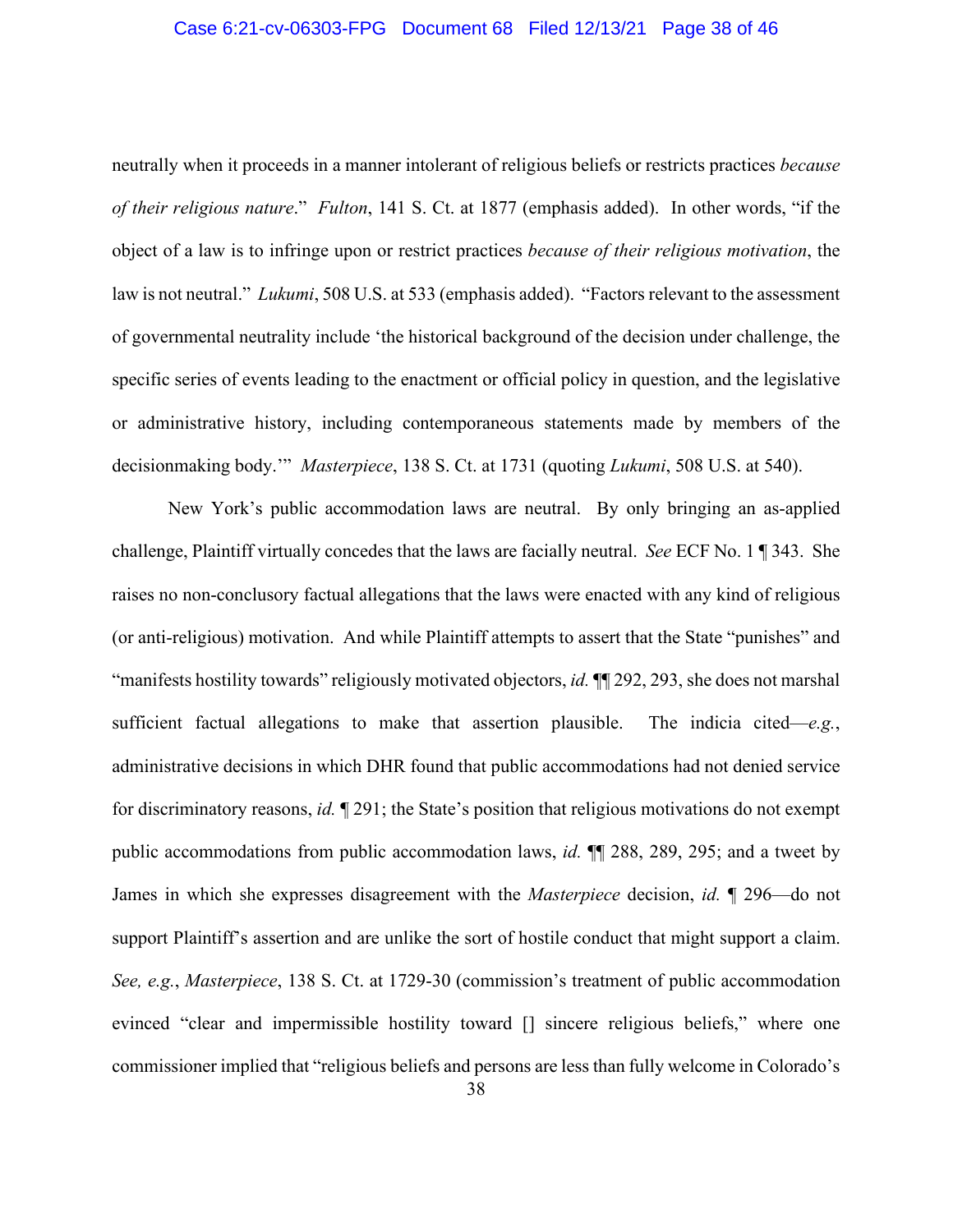neutrally when it proceeds in a manner intolerant of religious beliefs or restricts practices *because of their religious nature*." *Fulton*, 141 S. Ct. at 1877 (emphasis added). In other words, "if the object of a law is to infringe upon or restrict practices *because of their religious motivation*, the law is not neutral." *Lukumi*, 508 U.S. at 533 (emphasis added). "Factors relevant to the assessment of governmental neutrality include 'the historical background of the decision under challenge, the specific series of events leading to the enactment or official policy in question, and the legislative or administrative history, including contemporaneous statements made by members of the decisionmaking body.'" *Masterpiece*, 138 S. Ct. at 1731 (quoting *Lukumi*, 508 U.S. at 540).

New York's public accommodation laws are neutral. By only bringing an as-applied challenge, Plaintiff virtually concedes that the laws are facially neutral. *See* ECF No. 1 ¶ 343. She raises no non-conclusory factual allegations that the laws were enacted with any kind of religious (or anti-religious) motivation. And while Plaintiff attempts to assert that the State "punishes" and "manifests hostility towards" religiously motivated objectors, *id.* ¶¶ 292, 293, she does not marshal sufficient factual allegations to make that assertion plausible. The indicia cited—*e.g.*, administrative decisions in which DHR found that public accommodations had not denied service for discriminatory reasons, *id.* ¶ 291; the State's position that religious motivations do not exempt public accommodations from public accommodation laws, *id.* ¶¶ 288, 289, 295; and a tweet by James in which she expresses disagreement with the *Masterpiece* decision, *id.* ¶ 296—do not support Plaintiff's assertion and are unlike the sort of hostile conduct that might support a claim. *See, e.g.*, *Masterpiece*, 138 S. Ct. at 1729-30 (commission's treatment of public accommodation evinced "clear and impermissible hostility toward [] sincere religious beliefs," where one commissioner implied that "religious beliefs and persons are less than fully welcome in Colorado's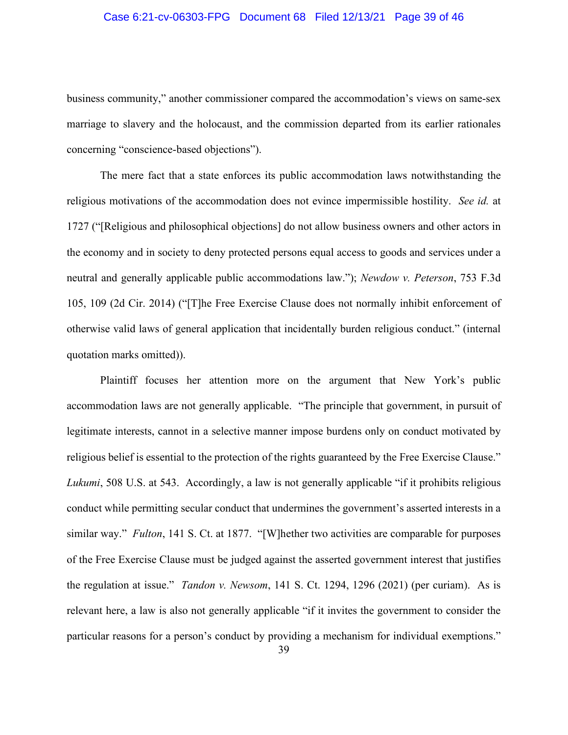business community," another commissioner compared the accommodation's views on same-sex marriage to slavery and the holocaust, and the commission departed from its earlier rationales concerning "conscience-based objections").

The mere fact that a state enforces its public accommodation laws notwithstanding the religious motivations of the accommodation does not evince impermissible hostility. *See id.* at 1727 ("[Religious and philosophical objections] do not allow business owners and other actors in the economy and in society to deny protected persons equal access to goods and services under a neutral and generally applicable public accommodations law."); *Newdow v. Peterson*, 753 F.3d 105, 109 (2d Cir. 2014) ("[T]he Free Exercise Clause does not normally inhibit enforcement of otherwise valid laws of general application that incidentally burden religious conduct." (internal quotation marks omitted)).

Plaintiff focuses her attention more on the argument that New York's public accommodation laws are not generally applicable. "The principle that government, in pursuit of legitimate interests, cannot in a selective manner impose burdens only on conduct motivated by religious belief is essential to the protection of the rights guaranteed by the Free Exercise Clause." *Lukumi*, 508 U.S. at 543. Accordingly, a law is not generally applicable "if it prohibits religious conduct while permitting secular conduct that undermines the government's asserted interests in a similar way." *Fulton*, 141 S. Ct. at 1877. "[W]hether two activities are comparable for purposes of the Free Exercise Clause must be judged against the asserted government interest that justifies the regulation at issue." *Tandon v. Newsom*, 141 S. Ct. 1294, 1296 (2021) (per curiam). As is relevant here, a law is also not generally applicable "if it invites the government to consider the particular reasons for a person's conduct by providing a mechanism for individual exemptions."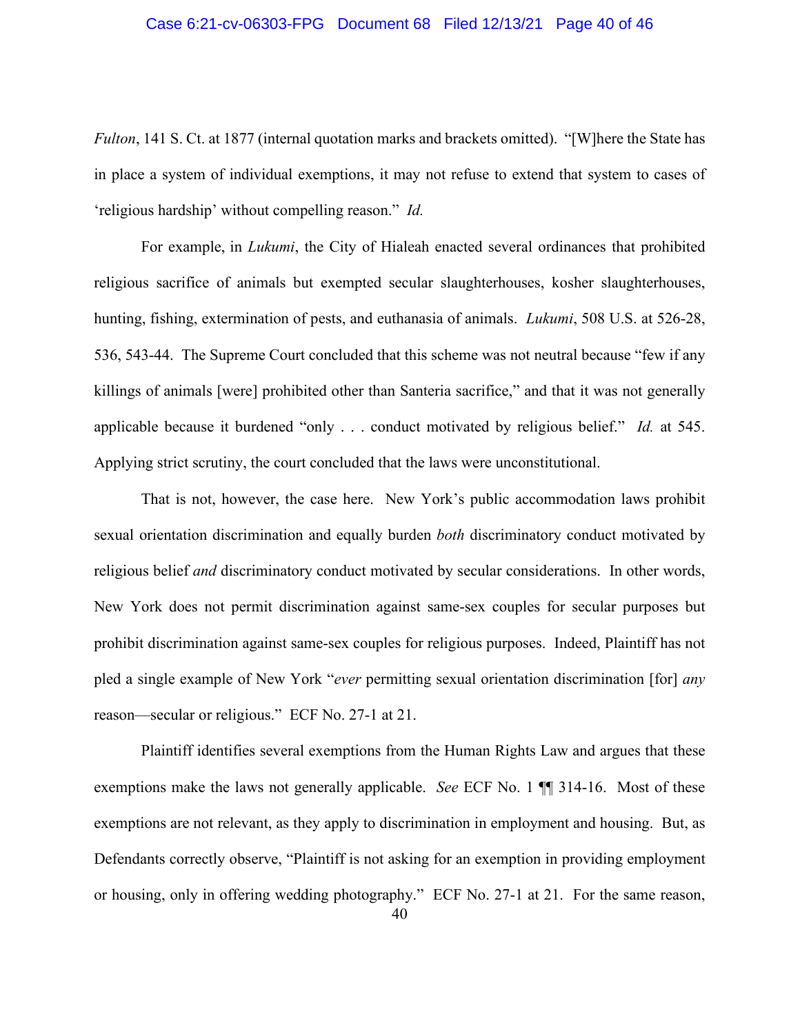*Fulton*, 141 S. Ct. at 1877 (internal quotation marks and brackets omitted). "[W]here the State has in place a system of individual exemptions, it may not refuse to extend that system to cases of 'religious hardship' without compelling reason." *Id.*

For example, in *Lukumi*, the City of Hialeah enacted several ordinances that prohibited religious sacrifice of animals but exempted secular slaughterhouses, kosher slaughterhouses, hunting, fishing, extermination of pests, and euthanasia of animals. *Lukumi*, 508 U.S. at 526-28, 536, 543-44. The Supreme Court concluded that this scheme was not neutral because "few if any killings of animals [were] prohibited other than Santeria sacrifice," and that it was not generally applicable because it burdened "only . . . conduct motivated by religious belief." *Id.* at 545. Applying strict scrutiny, the court concluded that the laws were unconstitutional.

That is not, however, the case here. New York's public accommodation laws prohibit sexual orientation discrimination and equally burden *both* discriminatory conduct motivated by religious belief *and* discriminatory conduct motivated by secular considerations. In other words, New York does not permit discrimination against same-sex couples for secular purposes but prohibit discrimination against same-sex couples for religious purposes. Indeed, Plaintiff has not pled a single example of New York "*ever* permitting sexual orientation discrimination [for] *any* reason—secular or religious." ECF No. 27-1 at 21.

Plaintiff identifies several exemptions from the Human Rights Law and argues that these exemptions make the laws not generally applicable. *See* ECF No. 1 ¶¶ 314-16. Most of these exemptions are not relevant, as they apply to discrimination in employment and housing. But, as Defendants correctly observe, "Plaintiff is not asking for an exemption in providing employment or housing, only in offering wedding photography." ECF No. 27-1 at 21. For the same reason,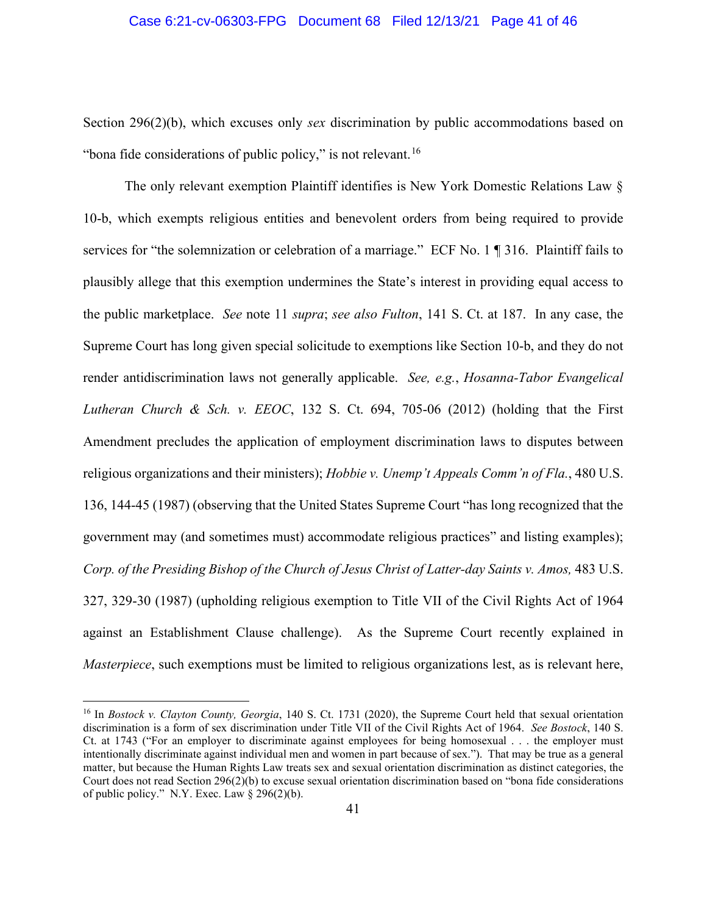Section 296(2)(b), which excuses only *sex* discrimination by public accommodations based on "bona fide considerations of public policy," is not relevant.[16]

The only relevant exemption Plaintiff identifies is New York Domestic Relations Law § 10-b, which exempts religious entities and benevolent orders from being required to provide services for "the solemnization or celebration of a marriage." ECF No. 1 ¶ 316. Plaintiff fails to plausibly allege that this exemption undermines the State's interest in providing equal access to the public marketplace. *See* note 11 *supra*; *see also Fulton*, 141 S. Ct. at 187. In any case, the Supreme Court has long given special solicitude to exemptions like Section 10-b, and they do not render antidiscrimination laws not generally applicable. *See, e.g.*, *Hosanna-Tabor Evangelical Lutheran Church & Sch. v. EEOC*, 132 S. Ct. 694, 705-06 (2012) (holding that the First Amendment precludes the application of employment discrimination laws to disputes between religious organizations and their ministers); *Hobbie v. Unemp't Appeals Comm'n of Fla.*, 480 U.S. 136, 144-45 (1987) (observing that the United States Supreme Court "has long recognized that the government may (and sometimes must) accommodate religious practices" and listing examples); *Corp. of the Presiding Bishop of the Church of Jesus Christ of Latter-day Saints v. Amos,* 483 U.S. 327, 329-30 (1987) (upholding religious exemption to Title VII of the Civil Rights Act of 1964 against an Establishment Clause challenge). As the Supreme Court recently explained in *Masterpiece*, such exemptions must be limited to religious organizations lest, as is relevant here,

---

[16] In *Bostock v. Clayton County, Georgia*, 140 S. Ct. 1731 (2020), the Supreme Court held that sexual orientation discrimination is a form of sex discrimination under Title VII of the Civil Rights Act of 1964. *See Bostock*, 140 S. Ct. at 1743 ("For an employer to discriminate against employees for being homosexual . . . the employer must intentionally discriminate against individual men and women in part because of sex."). That may be true as a general matter, but because the Human Rights Law treats sex and sexual orientation discrimination as distinct categories, the Court does not read Section 296(2)(b) to excuse sexual orientation discrimination based on "bona fide considerations of public policy." N.Y. Exec. Law § 296(2)(b).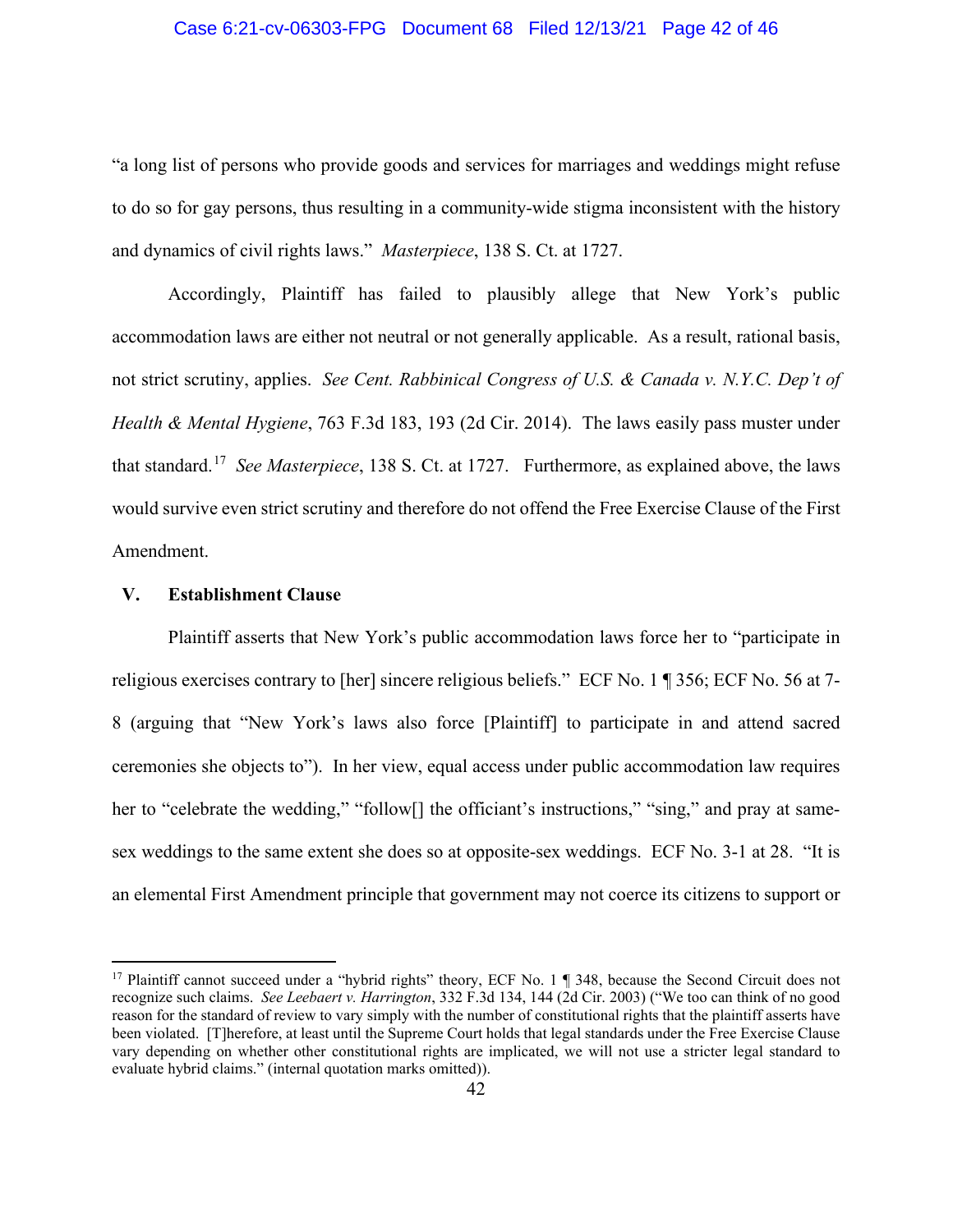"a long list of persons who provide goods and services for marriages and weddings might refuse to do so for gay persons, thus resulting in a community-wide stigma inconsistent with the history and dynamics of civil rights laws." *Masterpiece*, 138 S. Ct. at 1727.

Accordingly, Plaintiff has failed to plausibly allege that New York's public accommodation laws are either not neutral or not generally applicable. As a result, rational basis, not strict scrutiny, applies. *See Cent. Rabbinical Congress of U.S. & Canada v. N.Y.C. Dep't of Health & Mental Hygiene*, 763 F.3d 183, 193 (2d Cir. 2014). The laws easily pass muster under that standard.[17] *See Masterpiece*, 138 S. Ct. at 1727. Furthermore, as explained above, the laws would survive even strict scrutiny and therefore do not offend the Free Exercise Clause of the First Amendment.

## V. Establishment Clause

Plaintiff asserts that New York's public accommodation laws force her to "participate in religious exercises contrary to [her] sincere religious beliefs." ECF No. 1 ¶ 356; ECF No. 56 at 7-8 (arguing that "New York's laws also force [Plaintiff] to participate in and attend sacred ceremonies she objects to"). In her view, equal access under public accommodation law requires her to "celebrate the wedding," "follow[] the officiant's instructions," "sing," and pray at same-sex weddings to the same extent she does so at opposite-sex weddings. ECF No. 3-1 at 28. "It is an elemental First Amendment principle that government may not coerce its citizens to support or

---

[17] Plaintiff cannot succeed under a "hybrid rights" theory, ECF No. 1 ¶ 348, because the Second Circuit does not recognize such claims. *See Leebaert v. Harrington*, 332 F.3d 134, 144 (2d Cir. 2003) ("We too can think of no good reason for the standard of review to vary simply with the number of constitutional rights that the plaintiff asserts have been violated. [T]herefore, at least until the Supreme Court holds that legal standards under the Free Exercise Clause vary depending on whether other constitutional rights are implicated, we will not use a stricter legal standard to evaluate hybrid claims." (internal quotation marks omitted)).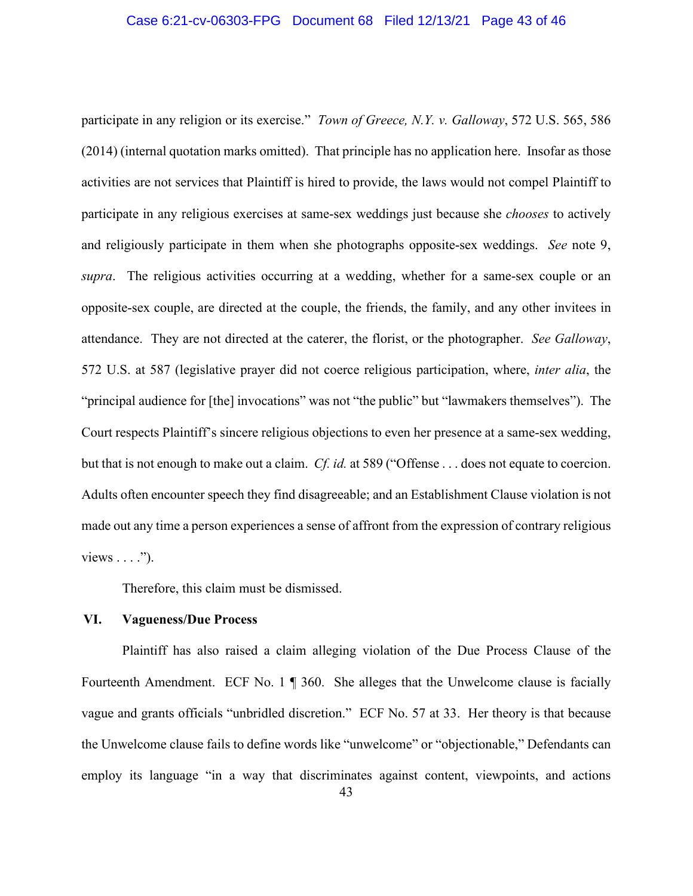participate in any religion or its exercise." *Town of Greece, N.Y. v. Galloway*, 572 U.S. 565, 586 (2014) (internal quotation marks omitted). That principle has no application here. Insofar as those activities are not services that Plaintiff is hired to provide, the laws would not compel Plaintiff to participate in any religious exercises at same-sex weddings just because she *chooses* to actively and religiously participate in them when she photographs opposite-sex weddings. *See* note 9, *supra*. The religious activities occurring at a wedding, whether for a same-sex couple or an opposite-sex couple, are directed at the couple, the friends, the family, and any other invitees in attendance. They are not directed at the caterer, the florist, or the photographer. *See Galloway*, 572 U.S. at 587 (legislative prayer did not coerce religious participation, where, *inter alia*, the "principal audience for [the] invocations" was not "the public" but "lawmakers themselves"). The Court respects Plaintiff's sincere religious objections to even her presence at a same-sex wedding, but that is not enough to make out a claim. *Cf. id.* at 589 ("Offense . . . does not equate to coercion. Adults often encounter speech they find disagreeable; and an Establishment Clause violation is not made out any time a person experiences a sense of affront from the expression of contrary religious views . . . .").

Therefore, this claim must be dismissed.

## VI. Vagueness/Due Process

Plaintiff has also raised a claim alleging violation of the Due Process Clause of the Fourteenth Amendment. ECF No. 1 ¶ 360. She alleges that the Unwelcome clause is facially vague and grants officials "unbridled discretion." ECF No. 57 at 33. Her theory is that because the Unwelcome clause fails to define words like "unwelcome" or "objectionable," Defendants can employ its language "in a way that discriminates against content, viewpoints, and actions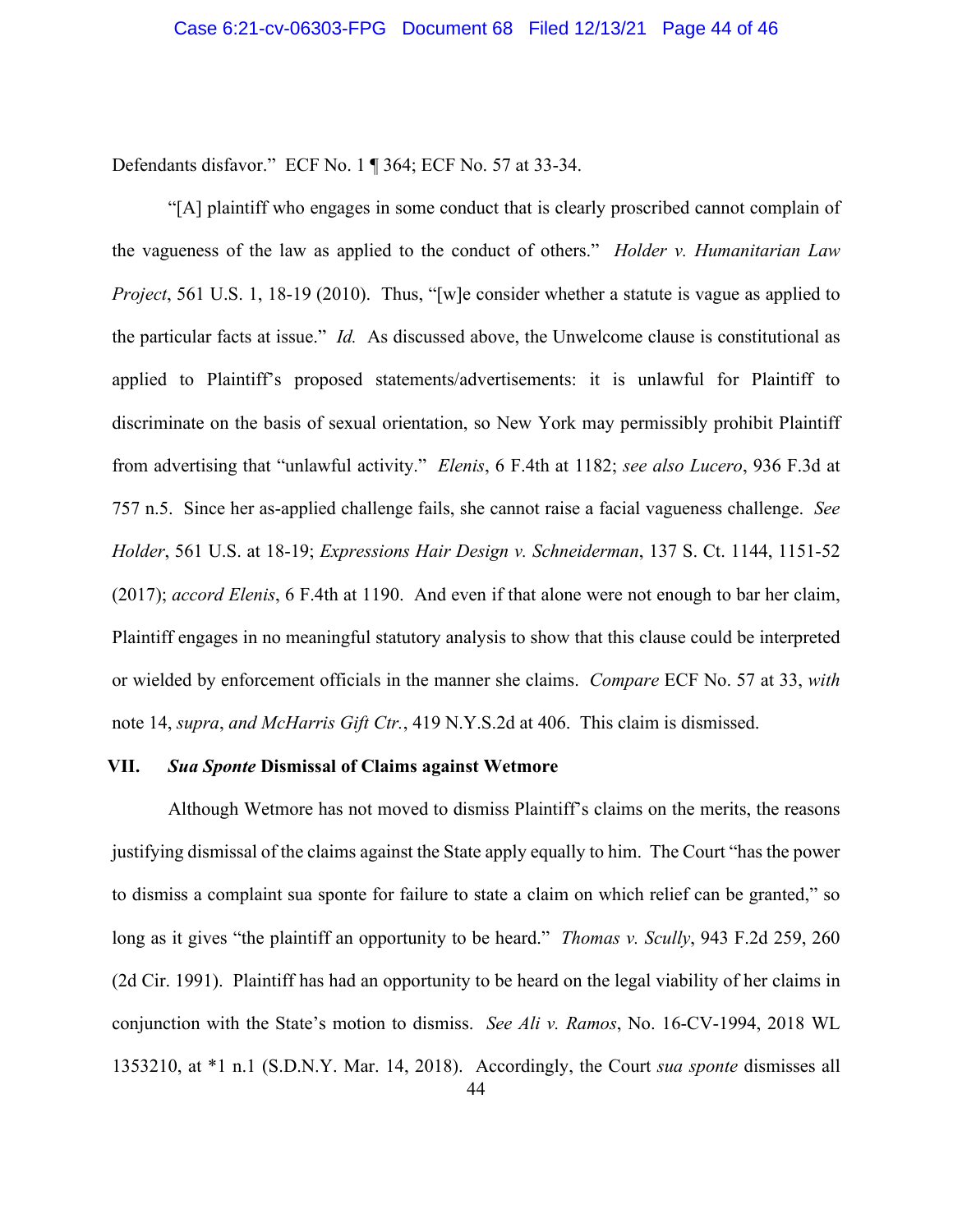Defendants disfavor." ECF No. 1 ¶ 364; ECF No. 57 at 33-34.

"[A] plaintiff who engages in some conduct that is clearly proscribed cannot complain of the vagueness of the law as applied to the conduct of others." *Holder v. Humanitarian Law Project*, 561 U.S. 1, 18-19 (2010). Thus, "[w]e consider whether a statute is vague as applied to the particular facts at issue." *Id.* As discussed above, the Unwelcome clause is constitutional as applied to Plaintiff's proposed statements/advertisements: it is unlawful for Plaintiff to discriminate on the basis of sexual orientation, so New York may permissibly prohibit Plaintiff from advertising that "unlawful activity." *Elenis*, 6 F.4th at 1182; *see also Lucero*, 936 F.3d at 757 n.5. Since her as-applied challenge fails, she cannot raise a facial vagueness challenge. *See Holder*, 561 U.S. at 18-19; *Expressions Hair Design v. Schneiderman*, 137 S. Ct. 1144, 1151-52 (2017); *accord Elenis*, 6 F.4th at 1190. And even if that alone were not enough to bar her claim, Plaintiff engages in no meaningful statutory analysis to show that this clause could be interpreted or wielded by enforcement officials in the manner she claims. *Compare* ECF No. 57 at 33, *with* note 14, *supra*, *and McHarris Gift Ctr.*, 419 N.Y.S.2d at 406. This claim is dismissed.

## VII. *Sua Sponte* Dismissal of Claims against Wetmore

Although Wetmore has not moved to dismiss Plaintiff's claims on the merits, the reasons justifying dismissal of the claims against the State apply equally to him. The Court "has the power to dismiss a complaint sua sponte for failure to state a claim on which relief can be granted," so long as it gives "the plaintiff an opportunity to be heard." *Thomas v. Scully*, 943 F.2d 259, 260 (2d Cir. 1991). Plaintiff has had an opportunity to be heard on the legal viability of her claims in conjunction with the State's motion to dismiss. *See Ali v. Ramos*, No. 16-CV-1994, 2018 WL 1353210, at *1 n.1 (S.D.N.Y. Mar. 14, 2018). Accordingly, the Court *sua sponte* dismisses all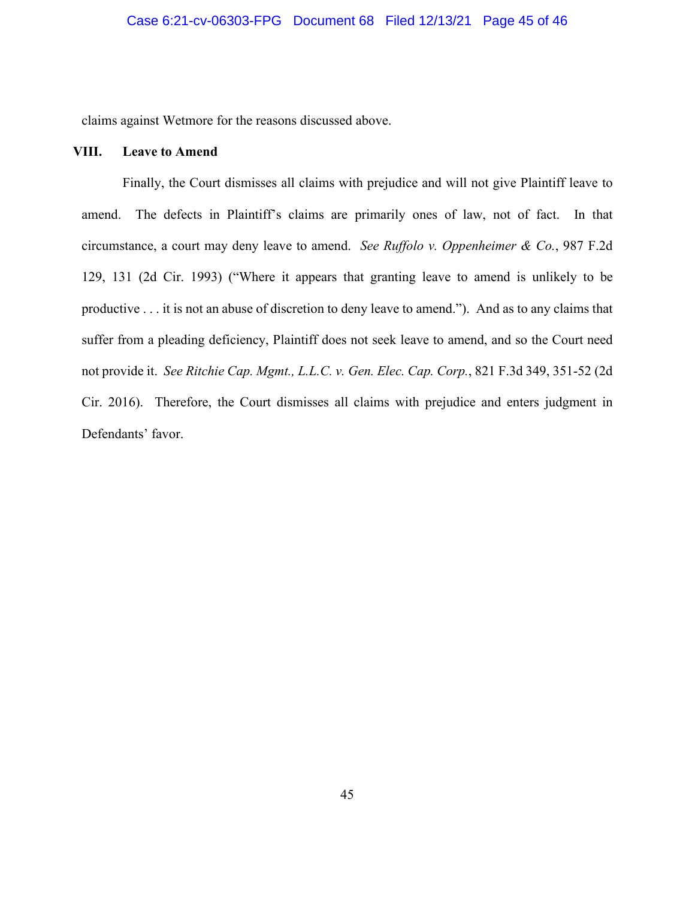claims against Wetmore for the reasons discussed above.

## VIII. Leave to Amend

Finally, the Court dismisses all claims with prejudice and will not give Plaintiff leave to amend. The defects in Plaintiff's claims are primarily ones of law, not of fact. In that circumstance, a court may deny leave to amend. *See Ruffolo v. Oppenheimer & Co.*, 987 F.2d 129, 131 (2d Cir. 1993) ("Where it appears that granting leave to amend is unlikely to be productive . . . it is not an abuse of discretion to deny leave to amend."). And as to any claims that suffer from a pleading deficiency, Plaintiff does not seek leave to amend, and so the Court need not provide it. *See Ritchie Cap. Mgmt., L.L.C. v. Gen. Elec. Cap. Corp.*, 821 F.3d 349, 351-52 (2d Cir. 2016). Therefore, the Court dismisses all claims with prejudice and enters judgment in Defendants' favor.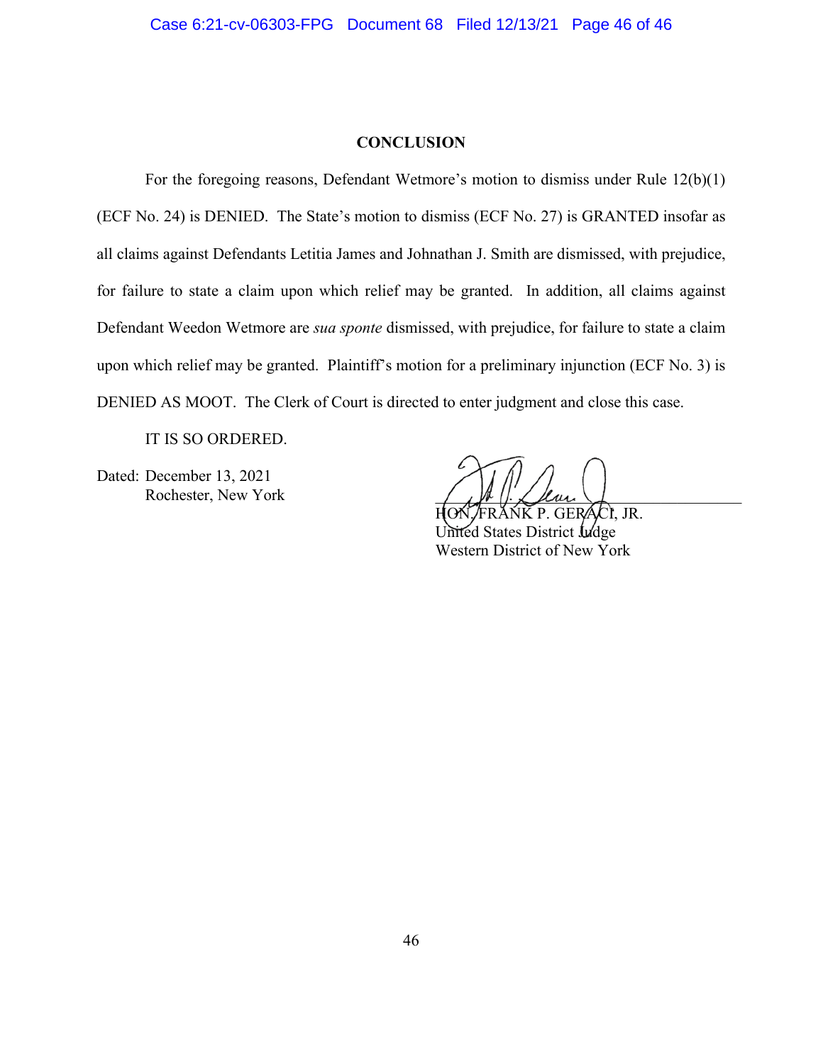## CONCLUSION

For the foregoing reasons, Defendant Wetmore's motion to dismiss under Rule 12(b)(1) (ECF No. 24) is DENIED. The State's motion to dismiss (ECF No. 27) is GRANTED insofar as all claims against Defendants Letitia James and Johnathan J. Smith are dismissed, with prejudice, for failure to state a claim upon which relief may be granted. In addition, all claims against Defendant Weedon Wetmore are *sua sponte* dismissed, with prejudice, for failure to state a claim upon which relief may be granted. Plaintiff's motion for a preliminary injunction (ECF No. 3) is DENIED AS MOOT. The Clerk of Court is directed to enter judgment and close this case.

IT IS SO ORDERED.

Dated: December 13, 2021
Rochester, New York

HON. FRANK P. GERACI, JR.
United States District Judge
Western District of New York